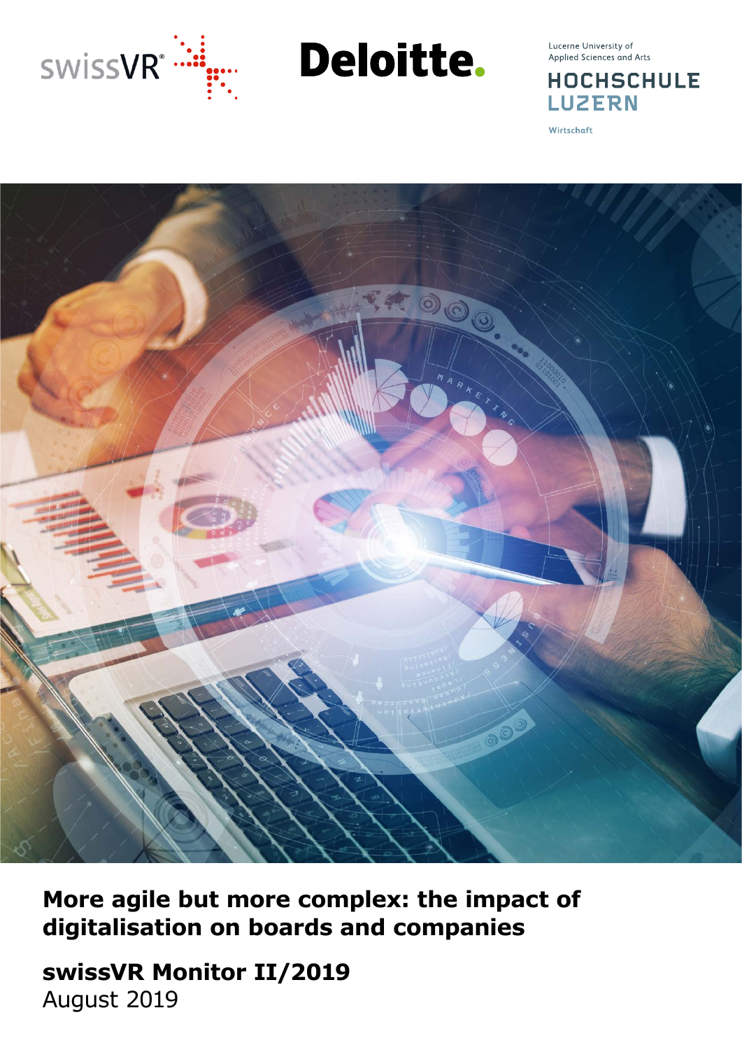swissVR

Deloitte.

Lucerne University of Applied Sciences and Arts

HOCHSCHULE LUZERN

Wirtschaft

# More agile but more complex: the impact of digitalisation on boards and companies

## swissVR Monitor II/2019

August 2019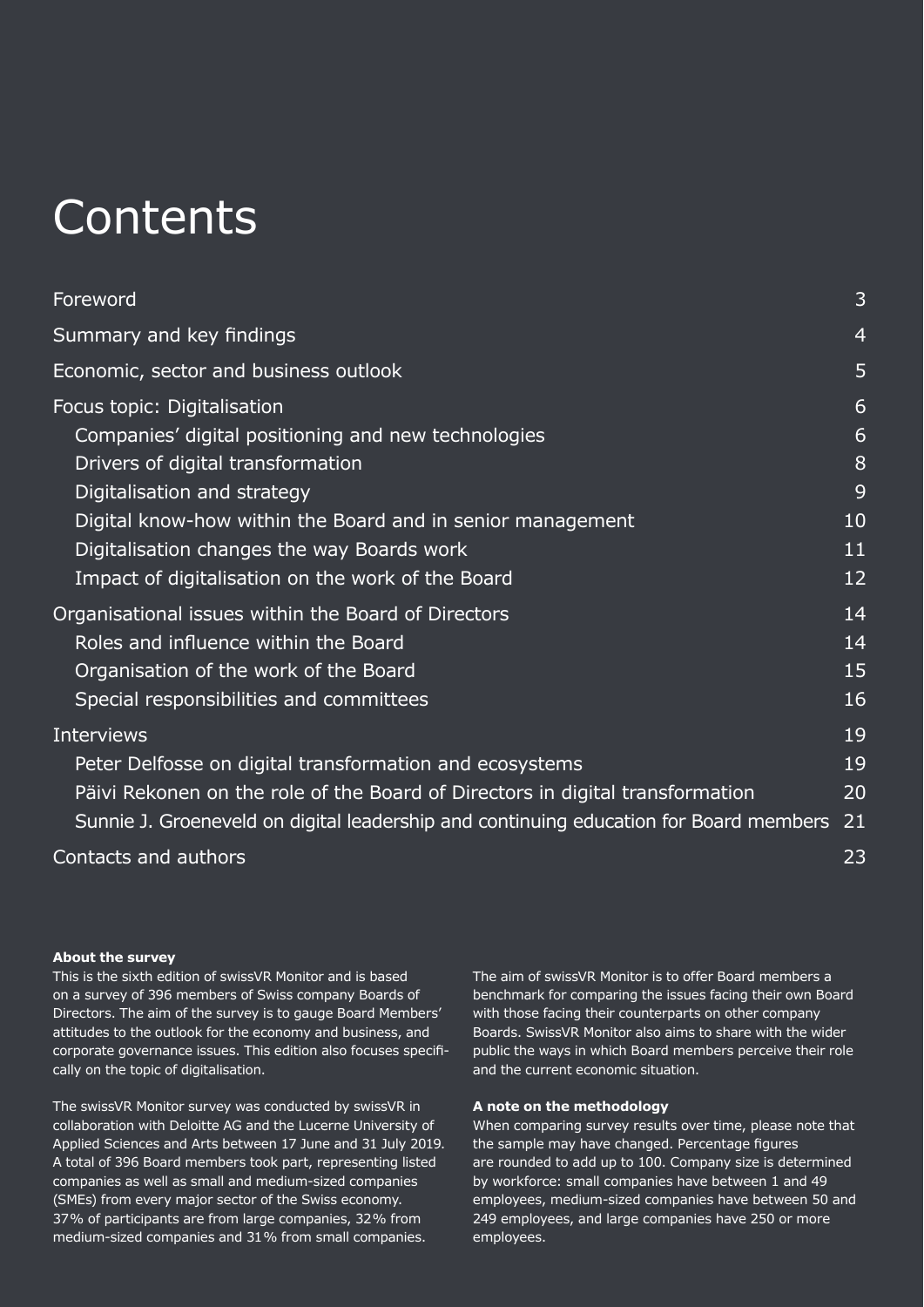# Contents

| | |
|---|---|
| Foreword | 3 |
| Summary and key findings | 4 |
| Economic, sector and business outlook | 5 |
| Focus topic: Digitalisation | 6 |
| Companies' digital positioning and new technologies | 6 |
| Drivers of digital transformation | 8 |
| Digitalisation and strategy | 9 |
| Digital know-how within the Board and in senior management | 10 |
| Digitalisation changes the way Boards work | 11 |
| Impact of digitalisation on the work of the Board | 12 |
| Organisational issues within the Board of Directors | 14 |
| Roles and influence within the Board | 14 |
| Organisation of the work of the Board | 15 |
| Special responsibilities and committees | 16 |
| Interviews | 19 |
| Peter Delfosse on digital transformation and ecosystems | 19 |
| Päivi Rekonen on the role of the Board of Directors in digital transformation | 20 |
| Sunnie J. Groeneveld on digital leadership and continuing education for Board members | 21 |
| Contacts and authors | 23 |

**About the survey**

This is the sixth edition of swissVR Monitor and is based on a survey of 396 members of Swiss company Boards of Directors. The aim of the survey is to gauge Board Members' attitudes to the outlook for the economy and business, and corporate governance issues. This edition also focuses specifically on the topic of digitalisation.

The swissVR Monitor survey was conducted by swissVR in collaboration with Deloitte AG and the Lucerne University of Applied Sciences and Arts between 17 June and 31 July 2019. A total of 396 Board members took part, representing listed companies as well as small and medium-sized companies (SMEs) from every major sector of the Swiss economy. 37% of participants are from large companies, 32% from medium-sized companies and 31% from small companies.

The aim of swissVR Monitor is to offer Board members a benchmark for comparing the issues facing their own Board with those facing their counterparts on other company Boards. SwissVR Monitor also aims to share with the wider public the ways in which Board members perceive their role and the current economic situation.

**A note on the methodology**

When comparing survey results over time, please note that the sample may have changed. Percentage figures are rounded to add up to 100. Company size is determined by workforce: small companies have between 1 and 49 employees, medium-sized companies have between 50 and 249 employees, and large companies have 250 or more employees.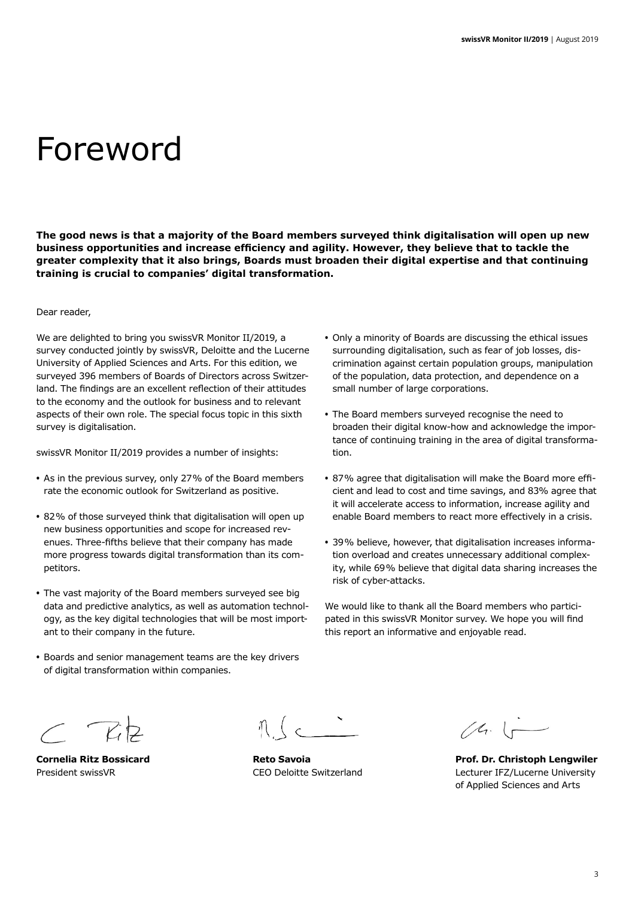# Foreword

**The good news is that a majority of the Board members surveyed think digitalisation will open up new business opportunities and increase efficiency and agility. However, they believe that to tackle the greater complexity that it also brings, Boards must broaden their digital expertise and that continuing training is crucial to companies' digital transformation.**

Dear reader,

We are delighted to bring you swissVR Monitor II/2019, a survey conducted jointly by swissVR, Deloitte and the Lucerne University of Applied Sciences and Arts. For this edition, we surveyed 396 members of Boards of Directors across Switzerland. The findings are an excellent reflection of their attitudes to the economy and the outlook for business and to relevant aspects of their own role. The special focus topic in this sixth survey is digitalisation.

swissVR Monitor II/2019 provides a number of insights:

- As in the previous survey, only 27% of the Board members rate the economic outlook for Switzerland as positive.
- 82% of those surveyed think that digitalisation will open up new business opportunities and scope for increased revenues. Three-fifths believe that their company has made more progress towards digital transformation than its competitors.
- The vast majority of the Board members surveyed see big data and predictive analytics, as well as automation technology, as the key digital technologies that will be most important to their company in the future.
- Boards and senior management teams are the key drivers of digital transformation within companies.
- Only a minority of Boards are discussing the ethical issues surrounding digitalisation, such as fear of job losses, discrimination against certain population groups, manipulation of the population, data protection, and dependence on a small number of large corporations.
- The Board members surveyed recognise the need to broaden their digital know-how and acknowledge the importance of continuing training in the area of digital transformation.
- 87% agree that digitalisation will make the Board more efficient and lead to cost and time savings, and 83% agree that it will accelerate access to information, increase agility and enable Board members to react more effectively in a crisis.
- 39% believe, however, that digitalisation increases information overload and creates unnecessary additional complexity, while 69% believe that digital data sharing increases the risk of cyber-attacks.

We would like to thank all the Board members who participated in this swissVR Monitor survey. We hope you will find this report an informative and enjoyable read.

**Cornelia Ritz Bossicard**
President swissVR

**Reto Savoia**
CEO Deloitte Switzerland

**Prof. Dr. Christoph Lengwiler**
Lecturer IFZ/Lucerne University of Applied Sciences and Arts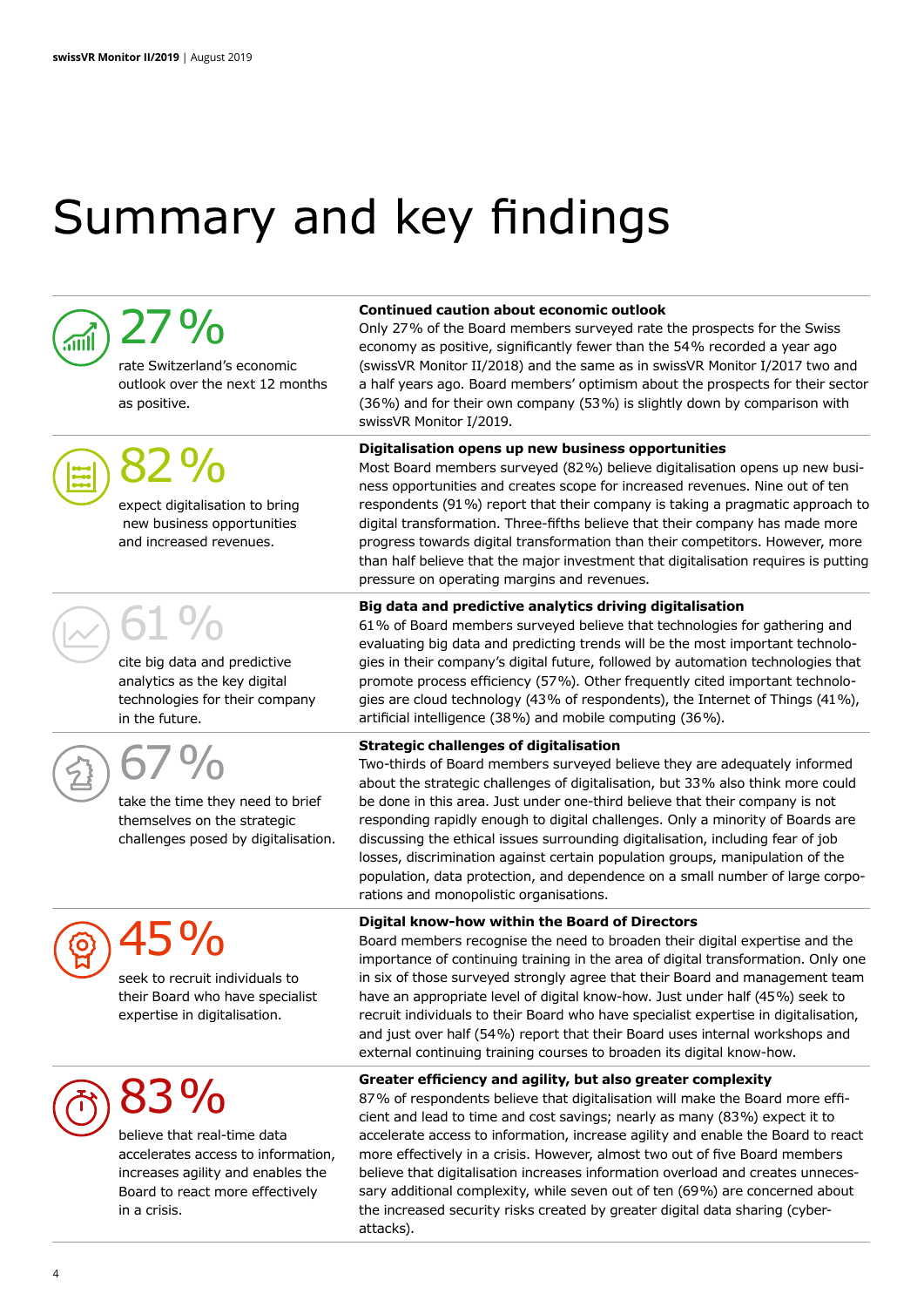# Summary and key findings

**27 %**

rate Switzerland's economic outlook over the next 12 months as positive.

### Continued caution about economic outlook

Only 27% of the Board members surveyed rate the prospects for the Swiss economy as positive, significantly fewer than the 54% recorded a year ago (swissVR Monitor II/2018) and the same as in swissVR Monitor I/2017 two and a half years ago. Board members' optimism about the prospects for their sector (36%) and for their own company (53%) is slightly down by comparison with swissVR Monitor I/2019.

**82 %**

expect digitalisation to bring new business opportunities and increased revenues.

### Digitalisation opens up new business opportunities

Most Board members surveyed (82%) believe digitalisation opens up new business opportunities and creates scope for increased revenues. Nine out of ten respondents (91%) report that their company is taking a pragmatic approach to digital transformation. Three-fifths believe that their company has made more progress towards digital transformation than their competitors. However, more than half believe that the major investment that digitalisation requires is putting pressure on operating margins and revenues.

**61 %**

cite big data and predictive analytics as the key digital technologies for their company in the future.

### Big data and predictive analytics driving digitalisation

61% of Board members surveyed believe that technologies for gathering and evaluating big data and predicting trends will be the most important technologies in their company's digital future, followed by automation technologies that promote process efficiency (57%). Other frequently cited important technologies are cloud technology (43% of respondents), the Internet of Things (41%), artificial intelligence (38%) and mobile computing (36%).

**67 %**

take the time they need to brief themselves on the strategic challenges posed by digitalisation.

### Strategic challenges of digitalisation

Two-thirds of Board members surveyed believe they are adequately informed about the strategic challenges of digitalisation, but 33% also think more could be done in this area. Just under one-third believe that their company is not responding rapidly enough to digital challenges. Only a minority of Boards are discussing the ethical issues surrounding digitalisation, including fear of job losses, discrimination against certain population groups, manipulation of the population, data protection, and dependence on a small number of large corporations and monopolistic organisations.

**45 %**

seek to recruit individuals to their Board who have specialist expertise in digitalisation.

### Digital know-how within the Board of Directors

Board members recognise the need to broaden their digital expertise and the importance of continuing training in the area of digital transformation. Only one in six of those surveyed strongly agree that their Board and management team have an appropriate level of digital know-how. Just under half (45%) seek to recruit individuals to their Board who have specialist expertise in digitalisation, and just over half (54%) report that their Board uses internal workshops and external continuing training courses to broaden its digital know-how.

**83 %**

believe that real-time data accelerates access to information, increases agility and enables the Board to react more effectively in a crisis.

### Greater efficiency and agility, but also greater complexity

87% of respondents believe that digitalisation will make the Board more efficient and lead to time and cost savings; nearly as many (83%) expect it to accelerate access to information, increase agility and enable the Board to react more effectively in a crisis. However, almost two out of five Board members believe that digitalisation increases information overload and creates unnecessary additional complexity, while seven out of ten (69%) are concerned about the increased security risks created by greater digital data sharing (cyber-attacks).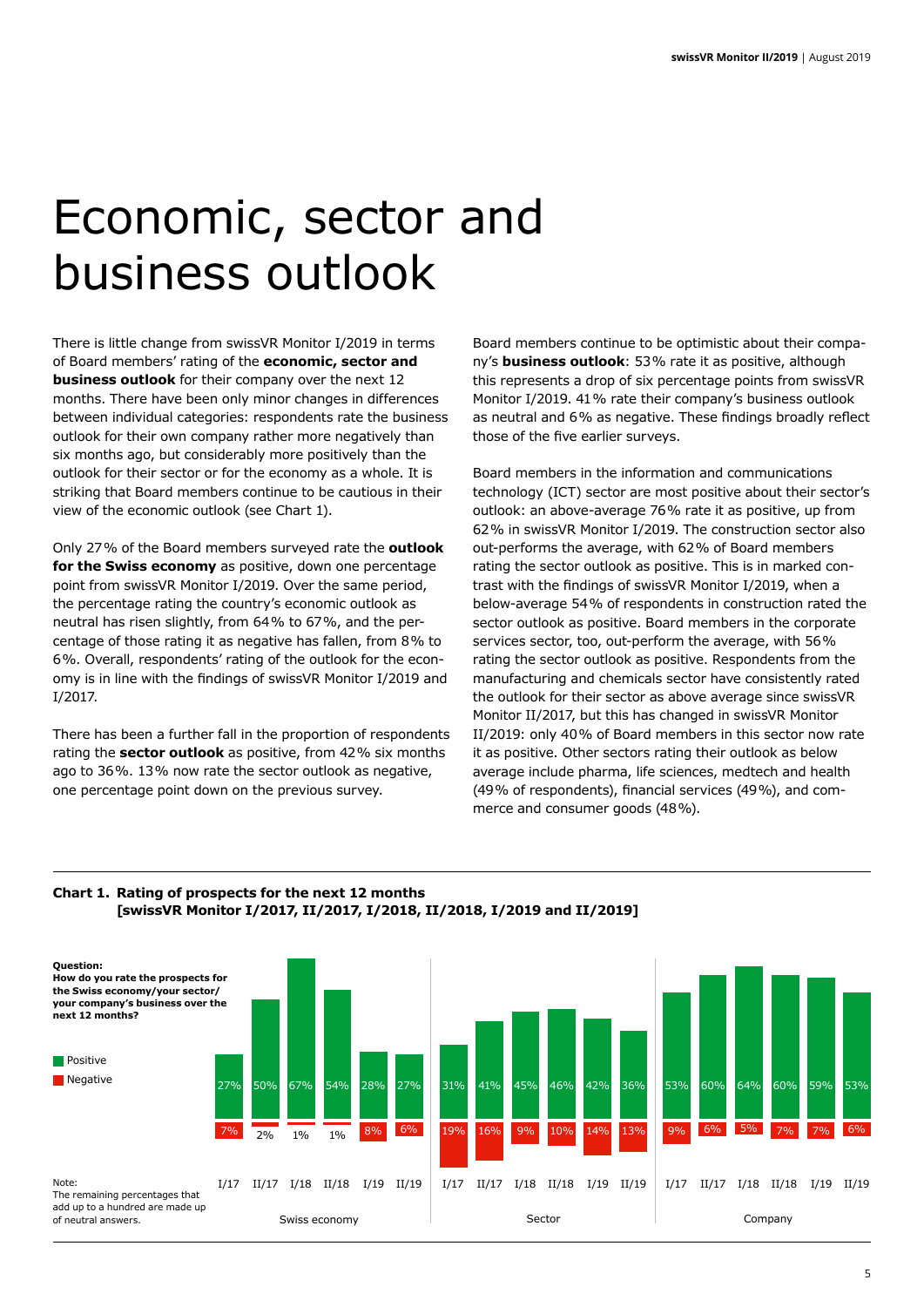# Economic, sector and business outlook

There is little change from swissVR Monitor I/2019 in terms of Board members' rating of the **economic, sector and business outlook** for their company over the next 12 months. There have been only minor changes in differences between individual categories: respondents rate the business outlook for their own company rather more negatively than six months ago, but considerably more positively than the outlook for their sector or for the economy as a whole. It is striking that Board members continue to be cautious in their view of the economic outlook (see Chart 1).

Only 27% of the Board members surveyed rate the **outlook for the Swiss economy** as positive, down one percentage point from swissVR Monitor I/2019. Over the same period, the percentage rating the country's economic outlook as neutral has risen slightly, from 64% to 67%, and the percentage of those rating it as negative has fallen, from 8% to 6%. Overall, respondents' rating of the outlook for the economy is in line with the findings of swissVR Monitor I/2019 and I/2017.

There has been a further fall in the proportion of respondents rating the **sector outlook** as positive, from 42% six months ago to 36%. 13% now rate the sector outlook as negative, one percentage point down on the previous survey.

Board members continue to be optimistic about their company's **business outlook**: 53% rate it as positive, although this represents a drop of six percentage points from swissVR Monitor I/2019. 41% rate their company's business outlook as neutral and 6% as negative. These findings broadly reflect those of the five earlier surveys.

Board members in the information and communications technology (ICT) sector are most positive about their sector's outlook: an above-average 76% rate it as positive, up from 62% in swissVR Monitor I/2019. The construction sector also out-performs the average, with 62% of Board members rating the sector outlook as positive. This is in marked contrast with the findings of swissVR Monitor I/2019, when a below-average 54% of respondents in construction rated the sector outlook as positive. Board members in the corporate services sector, too, out-perform the average, with 56% rating the sector outlook as positive. Respondents from the manufacturing and chemicals sector have consistently rated the outlook for their sector as above average since swissVR Monitor II/2017, but this has changed in swissVR Monitor II/2019: only 40% of Board members in this sector now rate it as positive. Other sectors rating their outlook as below average include pharma, life sciences, medtech and health (49% of respondents), financial services (49%), and commerce and consumer goods (48%).

**Chart 1. Rating of prospects for the next 12 months [swissVR Monitor I/2017, II/2017, I/2018, II/2018, I/2019 and II/2019]**

**Question: How do you rate the prospects for the Swiss economy/your sector/your company's business over the next 12 months?**

| | | I/17 | II/17 | I/18 | II/18 | I/19 | II/19 |
|---|---|---|---|---|---|---|---|
| Swiss economy | Positive | 27% | 50% | 67% | 54% | 28% | 27% |
| | Negative | 7% | 2% | 1% | 1% | 8% | 6% |
| Sector | Positive | 31% | 41% | 45% | 46% | 42% | 36% |
| | Negative | 19% | 16% | 9% | 10% | 14% | 13% |
| Company | Positive | 53% | 60% | 64% | 60% | 59% | 53% |
| | Negative | 9% | 6% | 5% | 7% | 7% | 6% |

Note: The remaining percentages that add up to a hundred are made up of neutral answers.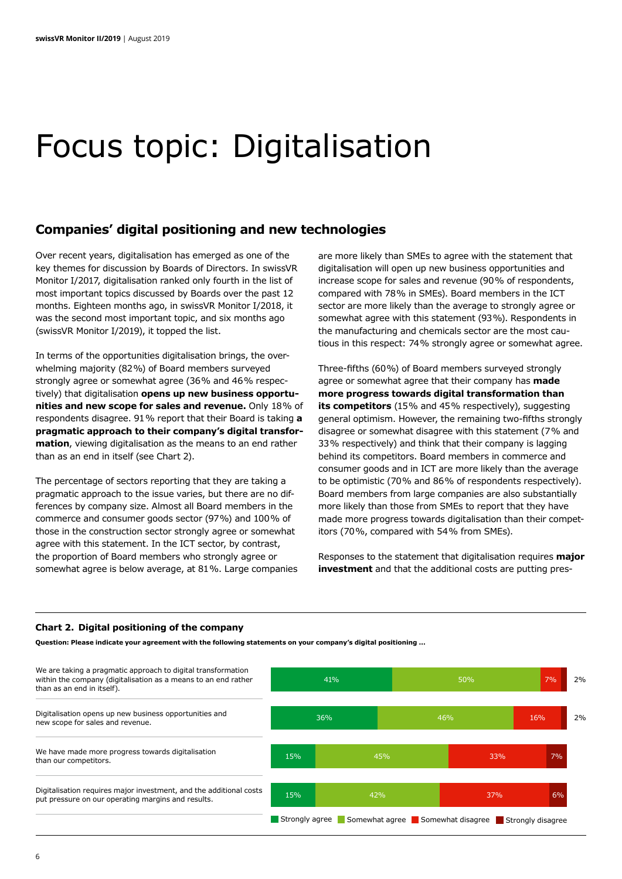// Focus topic: Digitalisation

## Companies' digital positioning and new technologies

Over recent years, digitalisation has emerged as one of the key themes for discussion by Boards of Directors. In swissVR Monitor I/2017, digitalisation ranked only fourth in the list of most important topics discussed by Boards over the past 12 months. Eighteen months ago, in swissVR Monitor I/2018, it was the second most important topic, and six months ago (swissVR Monitor I/2019), it topped the list.

In terms of the opportunities digitalisation brings, the overwhelming majority (82%) of Board members surveyed strongly agree or somewhat agree (36% and 46% respectively) that digitalisation **opens up new business opportunities and new scope for sales and revenue.** Only 18% of respondents disagree. 91% report that their Board is taking **a pragmatic approach to their company's digital transformation**, viewing digitalisation as the means to an end rather than as an end in itself (see Chart 2).

The percentage of sectors reporting that they are taking a pragmatic approach to the issue varies, but there are no differences by company size. Almost all Board members in the commerce and consumer goods sector (97%) and 100% of those in the construction sector strongly agree or somewhat agree with this statement. In the ICT sector, by contrast, the proportion of Board members who strongly agree or somewhat agree is below average, at 81%. Large companies are more likely than SMEs to agree with the statement that digitalisation will open up new business opportunities and increase scope for sales and revenue (90% of respondents, compared with 78% in SMEs). Board members in the ICT sector are more likely than the average to strongly agree or somewhat agree with this statement (93%). Respondents in the manufacturing and chemicals sector are the most cautious in this respect: 74% strongly agree or somewhat agree.

Three-fifths (60%) of Board members surveyed strongly agree or somewhat agree that their company has **made more progress towards digital transformation than its competitors** (15% and 45% respectively), suggesting general optimism. However, the remaining two-fifths strongly disagree or somewhat disagree with this statement (7% and 33% respectively) and think that their company is lagging behind its competitors. Board members in commerce and consumer goods and in ICT are more likely than the average to be optimistic (70% and 86% of respondents respectively). Board members from large companies are also substantially more likely than those from SMEs to report that they have made more progress towards digitalisation than their competitors (70%, compared with 54% from SMEs).

Responses to the statement that digitalisation requires **major investment** and that the additional costs are putting pres-

**Chart 2. Digital positioning of the company**

**Question: Please indicate your agreement with the following statements on your company's digital positioning ...**

| Statement | Strongly agree | Somewhat agree | Somewhat disagree | Strongly disagree |
|---|---|---|---|---|
| We are taking a pragmatic approach to digital transformation within the company (digitalisation as a means to an end rather than as an end in itself). | 41% | 50% | 7% | 2% |
| Digitalisation opens up new business opportunities and new scope for sales and revenue. | 36% | 46% | 16% | 2% |
| We have made more progress towards digitalisation than our competitors. | 15% | 45% | 33% | 7% |
| Digitalisation requires major investment, and the additional costs put pressure on our operating margins and results. | 15% | 42% | 37% | 6% |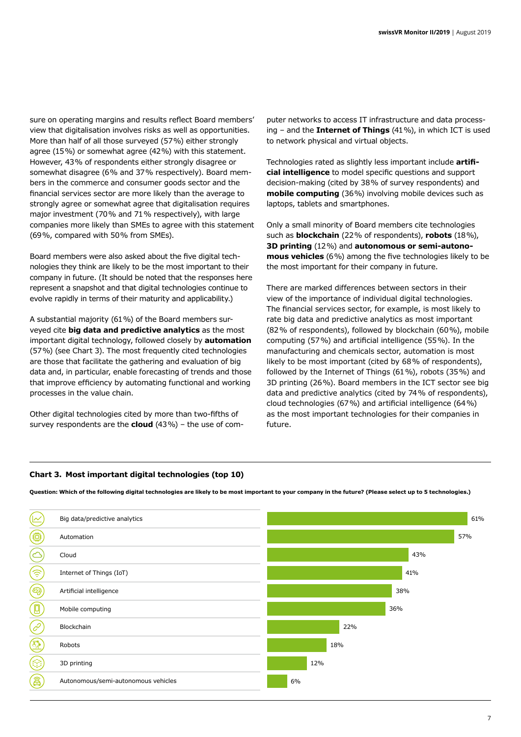sure on operating margins and results reflect Board members' view that digitalisation involves risks as well as opportunities. More than half of all those surveyed (57%) either strongly agree (15%) or somewhat agree (42%) with this statement. However, 43% of respondents either strongly disagree or somewhat disagree (6% and 37% respectively). Board members in the commerce and consumer goods sector and the financial services sector are more likely than the average to strongly agree or somewhat agree that digitalisation requires major investment (70% and 71% respectively), with large companies more likely than SMEs to agree with this statement (69%, compared with 50% from SMEs).

Board members were also asked about the five digital technologies they think are likely to be the most important to their company in future. (It should be noted that the responses here represent a snapshot and that digital technologies continue to evolve rapidly in terms of their maturity and applicability.)

A substantial majority (61%) of the Board members surveyed cite **big data and predictive analytics** as the most important digital technology, followed closely by **automation** (57%) (see Chart 3). The most frequently cited technologies are those that facilitate the gathering and evaluation of big data and, in particular, enable forecasting of trends and those that improve efficiency by automating functional and working processes in the value chain.

Other digital technologies cited by more than two-fifths of survey respondents are the **cloud** (43%) – the use of computer networks to access IT infrastructure and data processing – and the **Internet of Things** (41%), in which ICT is used to network physical and virtual objects.

Technologies rated as slightly less important include **artificial intelligence** to model specific questions and support decision-making (cited by 38% of survey respondents) and **mobile computing** (36%) involving mobile devices such as laptops, tablets and smartphones.

Only a small minority of Board members cite technologies such as **blockchain** (22% of respondents), **robots** (18%), **3D printing** (12%) and **autonomous or semi-autonomous vehicles** (6%) among the five technologies likely to be the most important for their company in future.

There are marked differences between sectors in their view of the importance of individual digital technologies. The financial services sector, for example, is most likely to rate big data and predictive analytics as most important (82% of respondents), followed by blockchain (60%), mobile computing (57%) and artificial intelligence (55%). In the manufacturing and chemicals sector, automation is most likely to be most important (cited by 68% of respondents), followed by the Internet of Things (61%), robots (35%) and 3D printing (26%). Board members in the ICT sector see big data and predictive analytics (cited by 74% of respondents), cloud technologies (67%) and artificial intelligence (64%) as the most important technologies for their companies in future.

**Chart 3. Most important digital technologies (top 10)**

**Question: Which of the following digital technologies are likely to be most important to your company in the future? (Please select up to 5 technologies.)**

| Technology | Share |
|---|---|
| Big data/predictive analytics | 61% |
| Automation | 57% |
| Cloud | 43% |
| Internet of Things (IoT) | 41% |
| Artificial intelligence | 38% |
| Mobile computing | 36% |
| Blockchain | 22% |
| Robots | 18% |
| 3D printing | 12% |
| Autonomous/semi-autonomous vehicles | 6% |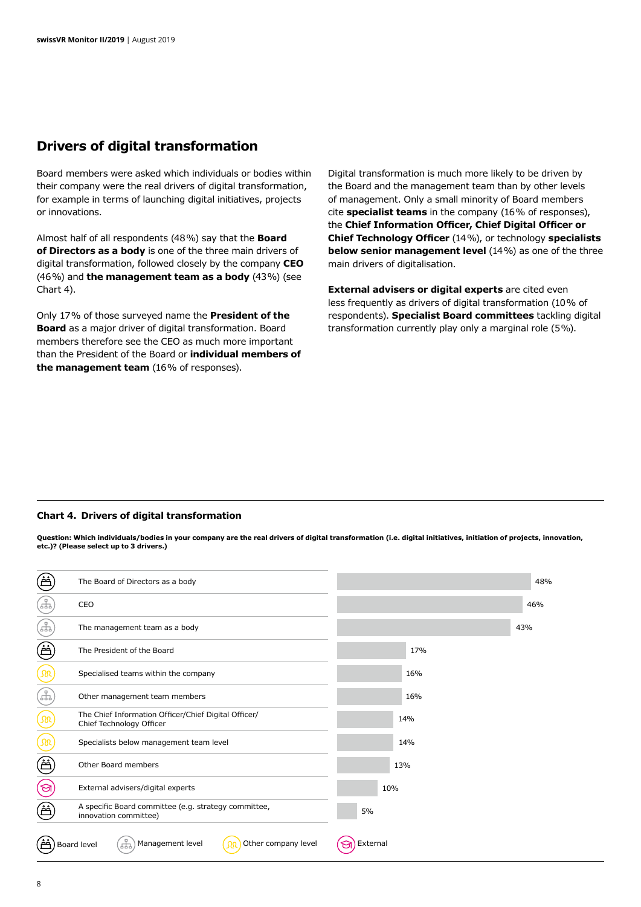## Drivers of digital transformation

Board members were asked which individuals or bodies within their company were the real drivers of digital transformation, for example in terms of launching digital initiatives, projects or innovations.

Almost half of all respondents (48 %) say that the **Board of Directors as a body** is one of the three main drivers of digital transformation, followed closely by the company **CEO** (46 %) and **the management team as a body** (43 %) (see Chart 4).

Only 17 % of those surveyed name the **President of the Board** as a major driver of digital transformation. Board members therefore see the CEO as much more important than the President of the Board or **individual members of the management team** (16 % of responses).

Digital transformation is much more likely to be driven by the Board and the management team than by other levels of management. Only a small minority of Board members cite **specialist teams** in the company (16 % of responses), the **Chief Information Officer, Chief Digital Officer or Chief Technology Officer** (14 %), or technology **specialists below senior management level** (14 %) as one of the three main drivers of digitalisation.

**External advisers or digital experts** are cited even less frequently as drivers of digital transformation (10 % of respondents). **Specialist Board committees** tackling digital transformation currently play only a marginal role (5 %).

**Chart 4. Drivers of digital transformation**

**Question: Which individuals/bodies in your company are the real drivers of digital transformation (i.e. digital initiatives, initiation of projects, innovation, etc.)? (Please select up to 3 drivers.)**

| Level | Driver | Share |
|---|---|---|
| Board level | The Board of Directors as a body | 48% |
| Management level | CEO | 46% |
| Management level | The management team as a body | 43% |
| Board level | The President of the Board | 17% |
| Other company level | Specialised teams within the company | 16% |
| Management level | Other management team members | 16% |
| Other company level | The Chief Information Officer/Chief Digital Officer/ Chief Technology Officer | 14% |
| Other company level | Specialists below management team level | 14% |
| Board level | Other Board members | 13% |
| External | External advisers/digital experts | 10% |
| Board level | A specific Board committee (e.g. strategy committee, innovation committee) | 5% |

Board level | Management level | Other company level | External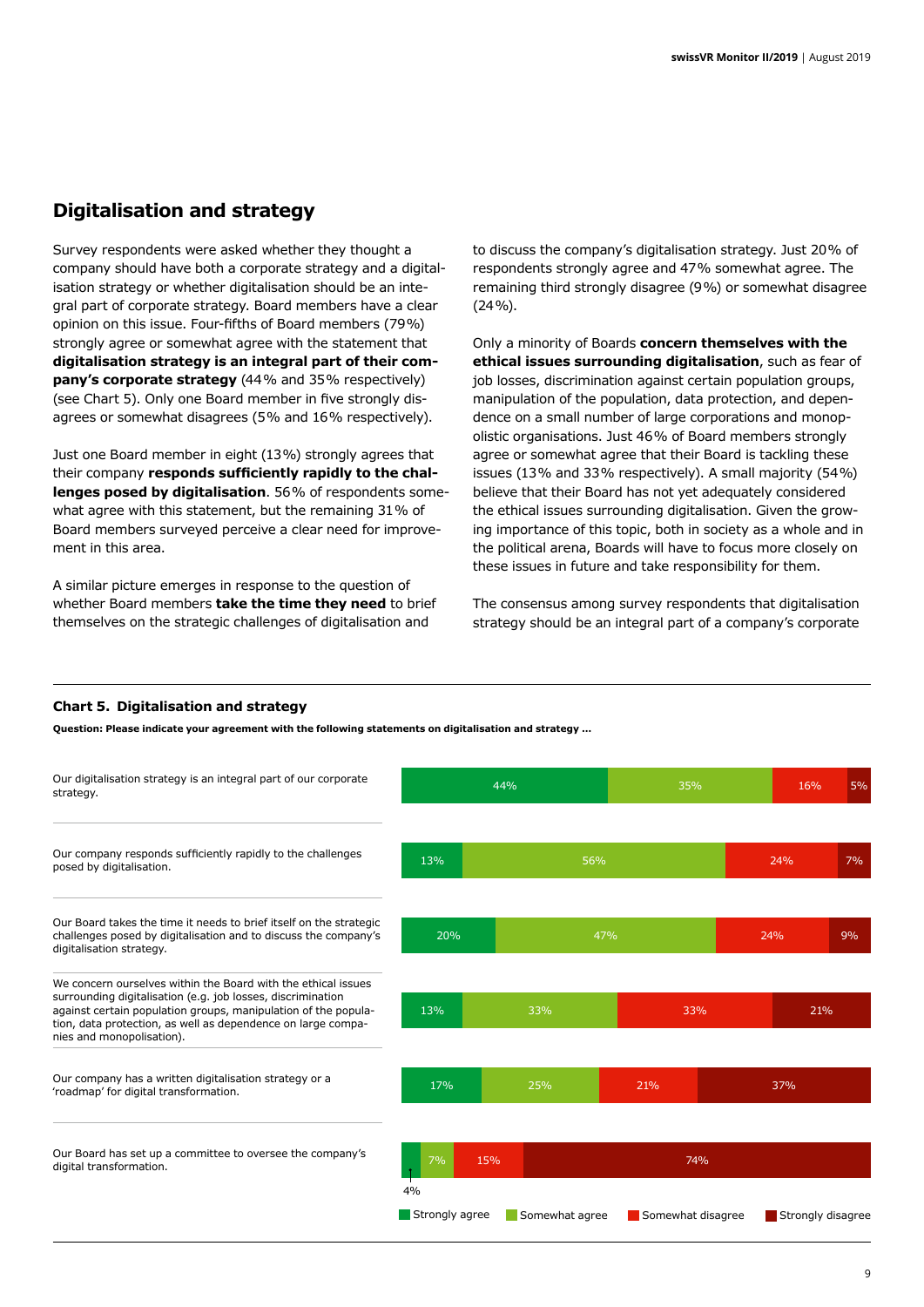## Digitalisation and strategy

Survey respondents were asked whether they thought a company should have both a corporate strategy and a digitalisation strategy or whether digitalisation should be an integral part of corporate strategy. Board members have a clear opinion on this issue. Four-fifths of Board members (79%) strongly agree or somewhat agree with the statement that **digitalisation strategy is an integral part of their company's corporate strategy** (44% and 35% respectively) (see Chart 5). Only one Board member in five strongly disagrees or somewhat disagrees (5% and 16% respectively).

Just one Board member in eight (13%) strongly agrees that their company **responds sufficiently rapidly to the challenges posed by digitalisation**. 56% of respondents somewhat agree with this statement, but the remaining 31% of Board members surveyed perceive a clear need for improvement in this area.

A similar picture emerges in response to the question of whether Board members **take the time they need** to brief themselves on the strategic challenges of digitalisation and to discuss the company's digitalisation strategy. Just 20% of respondents strongly agree and 47% somewhat agree. The remaining third strongly disagree (9%) or somewhat disagree (24%).

Only a minority of Boards **concern themselves with the ethical issues surrounding digitalisation**, such as fear of job losses, discrimination against certain population groups, manipulation of the population, data protection, and dependence on a small number of large corporations and monopolistic organisations. Just 46% of Board members strongly agree or somewhat agree that their Board is tackling these issues (13% and 33% respectively). A small majority (54%) believe that their Board has not yet adequately considered the ethical issues surrounding digitalisation. Given the growing importance of this topic, both in society as a whole and in the political arena, Boards will have to focus more closely on these issues in future and take responsibility for them.

The consensus among survey respondents that digitalisation strategy should be an integral part of a company's corporate

**Chart 5. Digitalisation and strategy**

**Question: Please indicate your agreement with the following statements on digitalisation and strategy ...**

| Statement | Strongly agree | Somewhat agree | Somewhat disagree | Strongly disagree |
|---|---|---|---|---|
| Our digitalisation strategy is an integral part of our corporate strategy. | 44% | 35% | 16% | 5% |
| Our company responds sufficiently rapidly to the challenges posed by digitalisation. | 13% | 56% | 24% | 7% |
| Our Board takes the time it needs to brief itself on the strategic challenges posed by digitalisation and to discuss the company's digitalisation strategy. | 20% | 47% | 24% | 9% |
| We concern ourselves within the Board with the ethical issues surrounding digitalisation (e.g. job losses, discrimination against certain population groups, manipulation of the population, data protection, as well as dependence on large companies and monopolisation). | 13% | 33% | 33% | 21% |
| Our company has a written digitalisation strategy or a 'roadmap' for digital transformation. | 17% | 25% | 21% | 37% |
| Our Board has set up a committee to oversee the company's digital transformation. | 4% | 7% | 15% | 74% |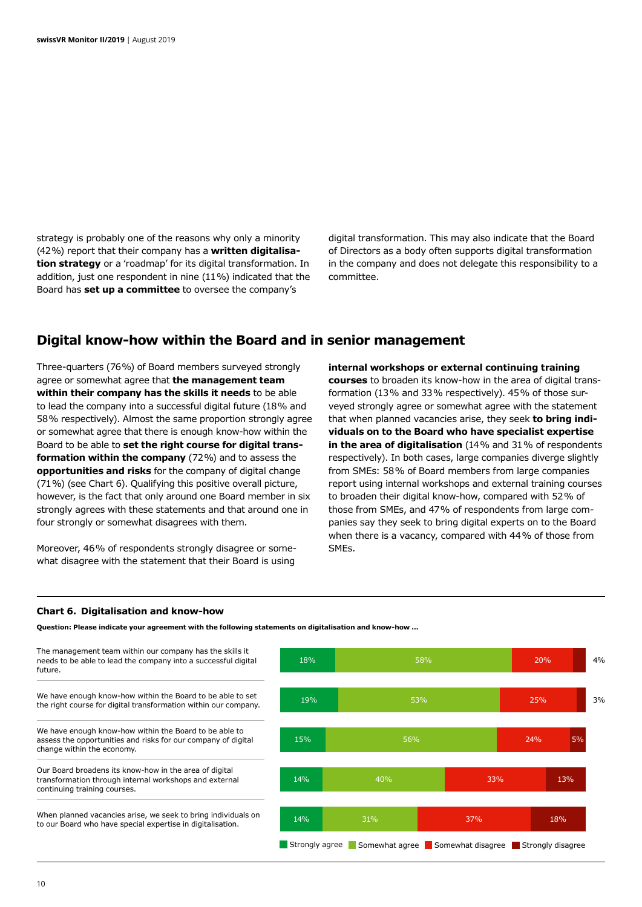strategy is probably one of the reasons why only a minority (42%) report that their company has a **written digitalisation strategy** or a 'roadmap' for its digital transformation. In addition, just one respondent in nine (11%) indicated that the Board has **set up a committee** to oversee the company's digital transformation. This may also indicate that the Board of Directors as a body often supports digital transformation in the company and does not delegate this responsibility to a committee.

## Digital know-how within the Board and in senior management

Three-quarters (76%) of Board members surveyed strongly agree or somewhat agree that **the management team within their company has the skills it needs** to be able to lead the company into a successful digital future (18% and 58% respectively). Almost the same proportion strongly agree or somewhat agree that there is enough know-how within the Board to be able to **set the right course for digital transformation within the company** (72%) and to assess the **opportunities and risks** for the company of digital change (71%) (see Chart 6). Qualifying this positive overall picture, however, is the fact that only around one Board member in six strongly agrees with these statements and that around one in four strongly or somewhat disagrees with them.

Moreover, 46% of respondents strongly disagree or somewhat disagree with the statement that their Board is using **internal workshops or external continuing training courses** to broaden its know-how in the area of digital transformation (13% and 33% respectively). 45% of those surveyed strongly agree or somewhat agree with the statement that when planned vacancies arise, they seek **to bring individuals on to the Board who have specialist expertise in the area of digitalisation** (14% and 31% of respondents respectively). In both cases, large companies diverge slightly from SMEs: 58% of Board members from large companies report using internal workshops and external training courses to broaden their digital know-how, compared with 52% of those from SMEs, and 47% of respondents from large companies say they seek to bring digital experts on to the Board when there is a vacancy, compared with 44% of those from SMEs.

**Chart 6. Digitalisation and know-how**

**Question: Please indicate your agreement with the following statements on digitalisation and know-how ...**

| Statement | Strongly agree | Somewhat agree | Somewhat disagree | Strongly disagree |
|---|---|---|---|---|
| The management team within our company has the skills it needs to be able to lead the company into a successful digital future. | 18% | 58% | 20% | 4% |
| We have enough know-how within the Board to be able to set the right course for digital transformation within our company. | 19% | 53% | 25% | 3% |
| We have enough know-how within the Board to be able to assess the opportunities and risks for our company of digital change within the economy. | 15% | 56% | 24% | 5% |
| Our Board broadens its know-how in the area of digital transformation through internal workshops and external continuing training courses. | 14% | 40% | 33% | 13% |
| When planned vacancies arise, we seek to bring individuals on to our Board who have special expertise in digitalisation. | 14% | 31% | 37% | 18% |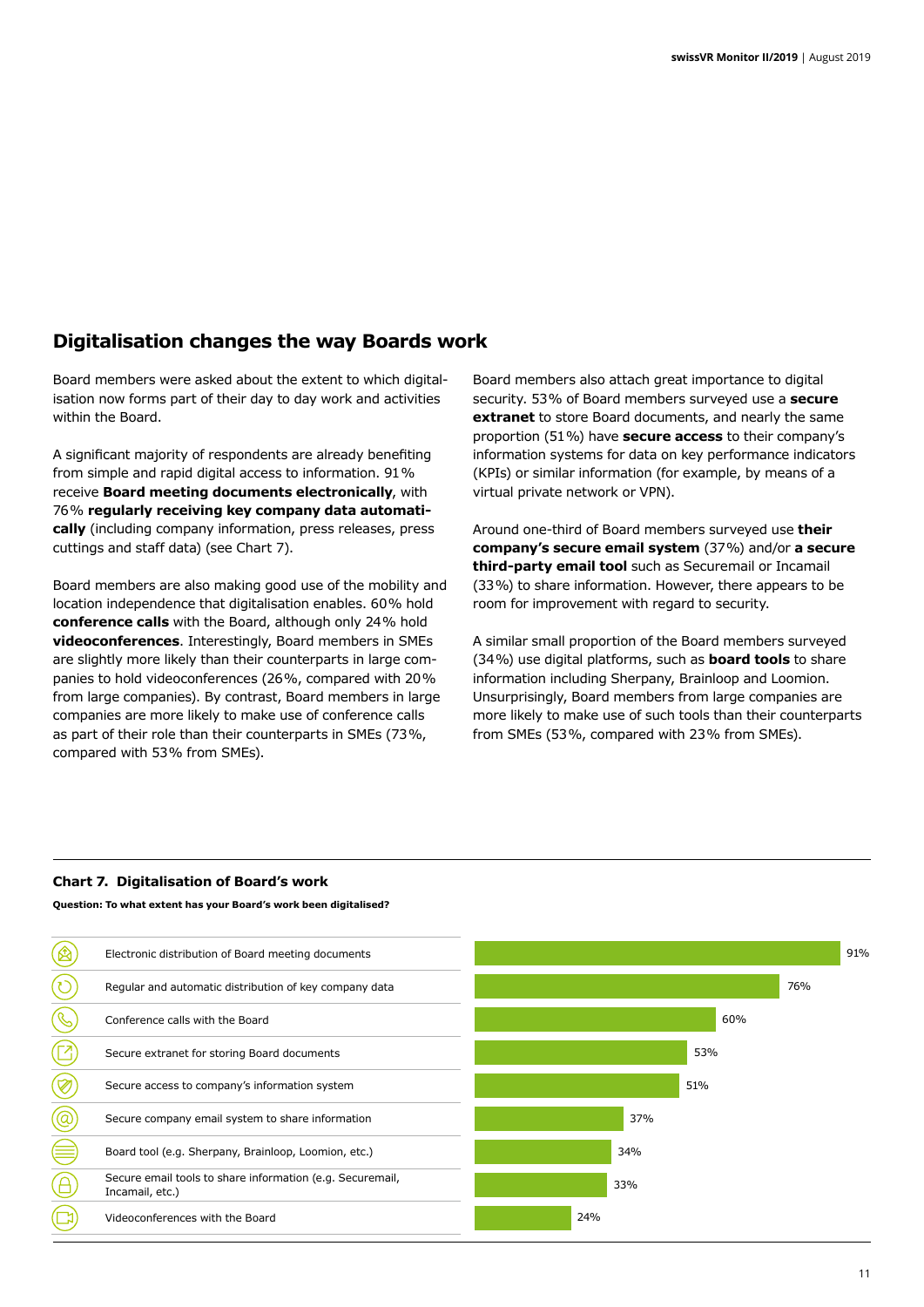## Digitalisation changes the way Boards work

Board members were asked about the extent to which digitalisation now forms part of their day to day work and activities within the Board.

A significant majority of respondents are already benefiting from simple and rapid digital access to information. 91% receive **Board meeting documents electronically**, with 76% **regularly receiving key company data automatically** (including company information, press releases, press cuttings and staff data) (see Chart 7).

Board members are also making good use of the mobility and location independence that digitalisation enables. 60% hold **conference calls** with the Board, although only 24% hold **videoconferences**. Interestingly, Board members in SMEs are slightly more likely than their counterparts in large companies to hold videoconferences (26%, compared with 20% from large companies). By contrast, Board members in large companies are more likely to make use of conference calls as part of their role than their counterparts in SMEs (73%, compared with 53% from SMEs).

Board members also attach great importance to digital security. 53% of Board members surveyed use a **secure extranet** to store Board documents, and nearly the same proportion (51%) have **secure access** to their company's information systems for data on key performance indicators (KPIs) or similar information (for example, by means of a virtual private network or VPN).

Around one-third of Board members surveyed use **their company's secure email system** (37%) and/or **a secure third-party email tool** such as Securemail or Incamail (33%) to share information. However, there appears to be room for improvement with regard to security.

A similar small proportion of the Board members surveyed (34%) use digital platforms, such as **board tools** to share information including Sherpany, Brainloop and Loomion. Unsurprisingly, Board members from large companies are more likely to make use of such tools than their counterparts from SMEs (53%, compared with 23% from SMEs).

**Chart 7. Digitalisation of Board's work**

**Question: To what extent has your Board's work been digitalised?**

| Item | % |
|---|---|
| Electronic distribution of Board meeting documents | 91% |
| Regular and automatic distribution of key company data | 76% |
| Conference calls with the Board | 60% |
| Secure extranet for storing Board documents | 53% |
| Secure access to company's information system | 51% |
| Secure company email system to share information | 37% |
| Board tool (e.g. Sherpany, Brainloop, Loomion, etc.) | 34% |
| Secure email tools to share information (e.g. Securemail, Incamail, etc.) | 33% |
| Videoconferences with the Board | 24% |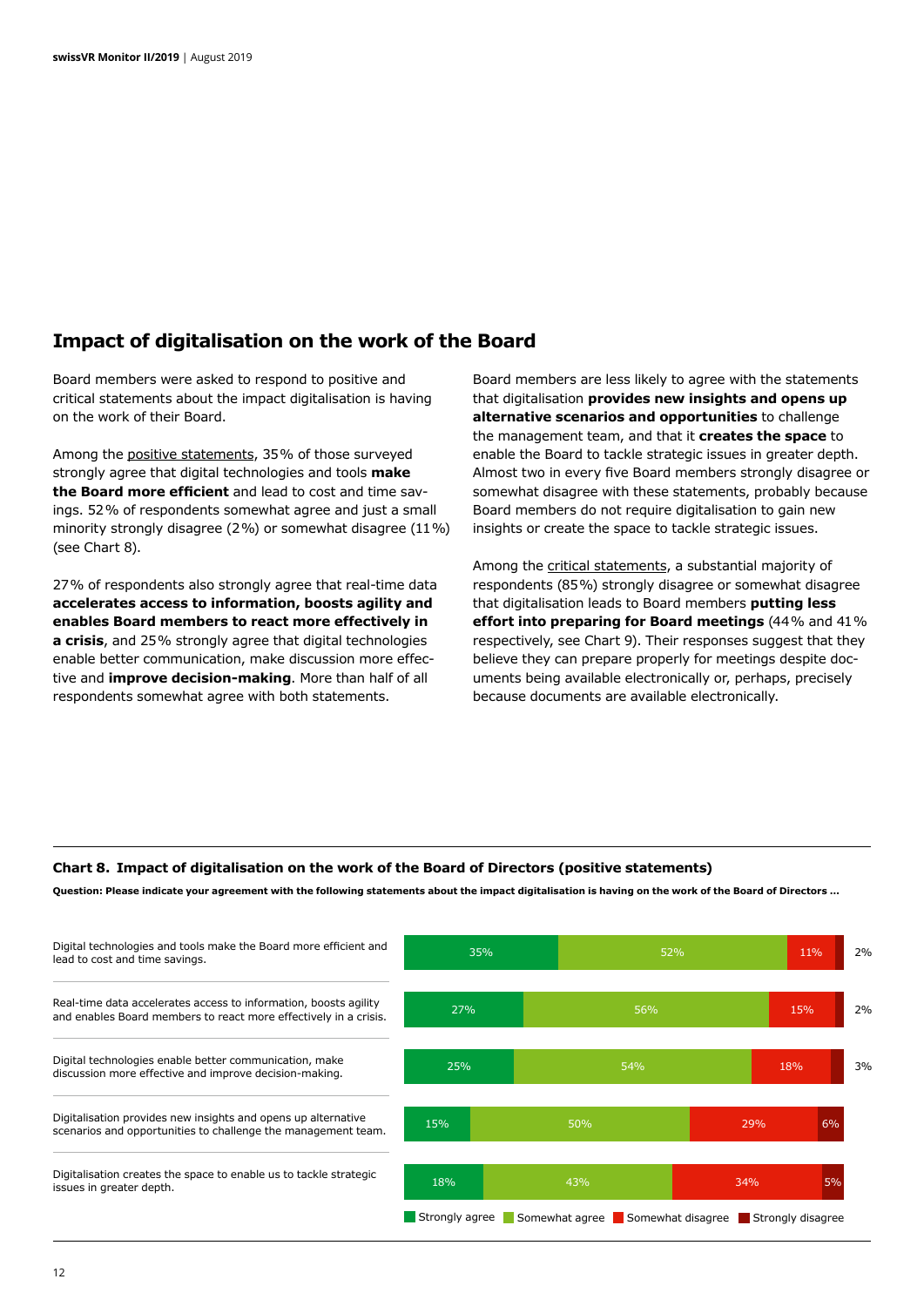## Impact of digitalisation on the work of the Board

Board members were asked to respond to positive and critical statements about the impact digitalisation is having on the work of their Board.

Among the positive statements, 35% of those surveyed strongly agree that digital technologies and tools **make the Board more efficient** and lead to cost and time savings. 52% of respondents somewhat agree and just a small minority strongly disagree (2%) or somewhat disagree (11%) (see Chart 8).

27% of respondents also strongly agree that real-time data **accelerates access to information, boosts agility and enables Board members to react more effectively in a crisis**, and 25% strongly agree that digital technologies enable better communication, make discussion more effective and **improve decision-making**. More than half of all respondents somewhat agree with both statements.

Board members are less likely to agree with the statements that digitalisation **provides new insights and opens up alternative scenarios and opportunities** to challenge the management team, and that it **creates the space** to enable the Board to tackle strategic issues in greater depth. Almost two in every five Board members strongly disagree or somewhat disagree with these statements, probably because Board members do not require digitalisation to gain new insights or create the space to tackle strategic issues.

Among the critical statements, a substantial majority of respondents (85%) strongly disagree or somewhat disagree that digitalisation leads to Board members **putting less effort into preparing for Board meetings** (44% and 41% respectively, see Chart 9). Their responses suggest that they believe they can prepare properly for meetings despite documents being available electronically or, perhaps, precisely because documents are available electronically.

**Chart 8. Impact of digitalisation on the work of the Board of Directors (positive statements)**

**Question: Please indicate your agreement with the following statements about the impact digitalisation is having on the work of the Board of Directors …**

| Statement | Strongly agree | Somewhat agree | Somewhat disagree | Strongly disagree |
|---|---|---|---|---|
| Digital technologies and tools make the Board more efficient and lead to cost and time savings. | 35% | 52% | 11% | 2% |
| Real-time data accelerates access to information, boosts agility and enables Board members to react more effectively in a crisis. | 27% | 56% | 15% | 2% |
| Digital technologies enable better communication, make discussion more effective and improve decision-making. | 25% | 54% | 18% | 3% |
| Digitalisation provides new insights and opens up alternative scenarios and opportunities to challenge the management team. | 15% | 50% | 29% | 6% |
| Digitalisation creates the space to enable us to tackle strategic issues in greater depth. | 18% | 43% | 34% | 5% |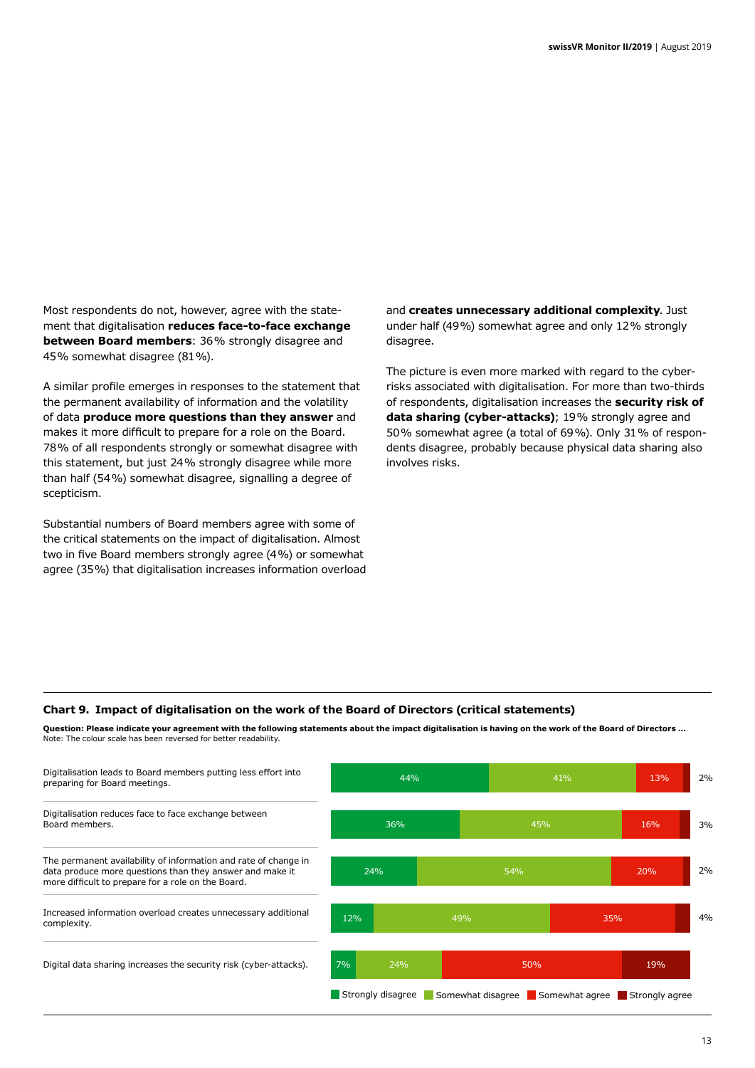Most respondents do not, however, agree with the statement that digitalisation **reduces face-to-face exchange between Board members**: 36% strongly disagree and 45% somewhat disagree (81%).

A similar profile emerges in responses to the statement that the permanent availability of information and the volatility of data **produce more questions than they answer** and makes it more difficult to prepare for a role on the Board. 78% of all respondents strongly or somewhat disagree with this statement, but just 24% strongly disagree while more than half (54%) somewhat disagree, signalling a degree of scepticism.

Substantial numbers of Board members agree with some of the critical statements on the impact of digitalisation. Almost two in five Board members strongly agree (4%) or somewhat agree (35%) that digitalisation increases information overload and **creates unnecessary additional complexity**. Just under half (49%) somewhat agree and only 12% strongly disagree.

The picture is even more marked with regard to the cyber-risks associated with digitalisation. For more than two-thirds of respondents, digitalisation increases the **security risk of data sharing (cyber-attacks)**; 19% strongly agree and 50% somewhat agree (a total of 69%). Only 31% of respondents disagree, probably because physical data sharing also involves risks.

**Chart 9. Impact of digitalisation on the work of the Board of Directors (critical statements)**

**Question: Please indicate your agreement with the following statements about the impact digitalisation is having on the work of the Board of Directors …**
Note: The colour scale has been reversed for better readability.

| Statement | Strongly disagree | Somewhat disagree | Somewhat agree | Strongly agree |
|---|---|---|---|---|
| Digitalisation leads to Board members putting less effort into preparing for Board meetings. | 44% | 41% | 13% | 2% |
| Digitalisation reduces face to face exchange between Board members. | 36% | 45% | 16% | 3% |
| The permanent availability of information and rate of change in data produce more questions than they answer and make it more difficult to prepare for a role on the Board. | 24% | 54% | 20% | 2% |
| Increased information overload creates unnecessary additional complexity. | 12% | 49% | 35% | 4% |
| Digital data sharing increases the security risk (cyber-attacks). | 7% | 24% | 50% | 19% |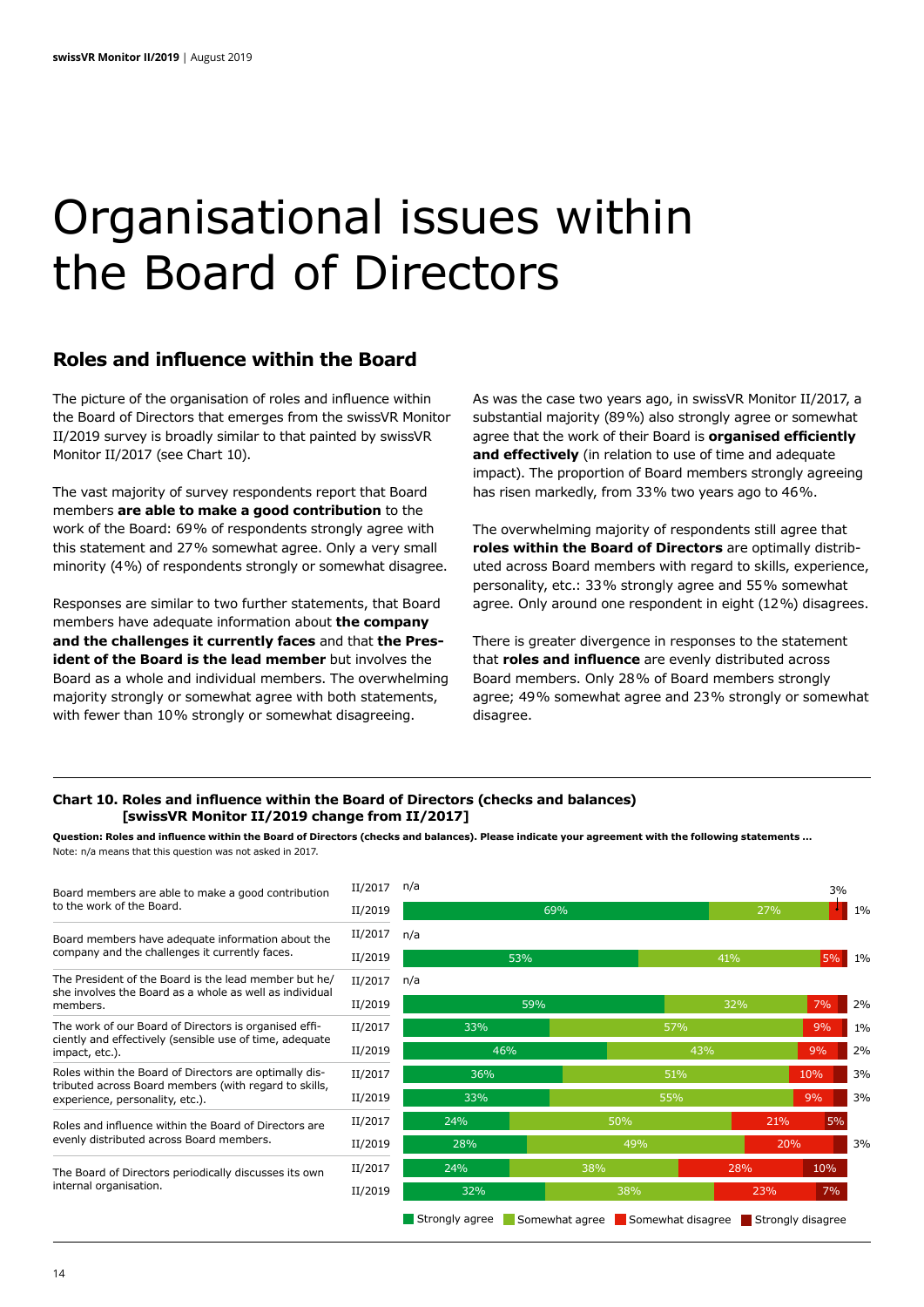# Organisational issues within the Board of Directors

## Roles and influence within the Board

The picture of the organisation of roles and influence within the Board of Directors that emerges from the swissVR Monitor II/2019 survey is broadly similar to that painted by swissVR Monitor II/2017 (see Chart 10).

The vast majority of survey respondents report that Board members **are able to make a good contribution** to the work of the Board: 69% of respondents strongly agree with this statement and 27% somewhat agree. Only a very small minority (4%) of respondents strongly or somewhat disagree.

Responses are similar to two further statements, that Board members have adequate information about **the company and the challenges it currently faces** and that **the President of the Board is the lead member** but involves the Board as a whole and individual members. The overwhelming majority strongly or somewhat agree with both statements, with fewer than 10% strongly or somewhat disagreeing.

As was the case two years ago, in swissVR Monitor II/2017, a substantial majority (89%) also strongly agree or somewhat agree that the work of their Board is **organised efficiently and effectively** (in relation to use of time and adequate impact). The proportion of Board members strongly agreeing has risen markedly, from 33% two years ago to 46%.

The overwhelming majority of respondents still agree that **roles within the Board of Directors** are optimally distributed across Board members with regard to skills, experience, personality, etc.: 33% strongly agree and 55% somewhat agree. Only around one respondent in eight (12%) disagrees.

There is greater divergence in responses to the statement that **roles and influence** are evenly distributed across Board members. Only 28% of Board members strongly agree; 49% somewhat agree and 23% strongly or somewhat disagree.

**Chart 10. Roles and influence within the Board of Directors (checks and balances) [swissVR Monitor II/2019 change from II/2017]**

**Question: Roles and influence within the Board of Directors (checks and balances). Please indicate your agreement with the following statements …**
Note: n/a means that this question was not asked in 2017.

| Statement | Survey | Strongly agree | Somewhat agree | Somewhat disagree | Strongly disagree |
|---|---|---|---|---|---|
| Board members are able to make a good contribution to the work of the Board. | II/2017 | n/a | | | |
| | II/2019 | 69% | 27% | 3% | 1% |
| Board members have adequate information about the company and the challenges it currently faces. | II/2017 | n/a | | | |
| | II/2019 | 53% | 41% | 5% | 1% |
| The President of the Board is the lead member but he/she involves the Board as a whole as well as individual members. | II/2017 | n/a | | | |
| | II/2019 | 59% | 32% | 7% | 2% |
| The work of our Board of Directors is organised efficiently and effectively (sensible use of time, adequate impact, etc.). | II/2017 | 33% | 57% | 9% | 1% |
| | II/2019 | 46% | 43% | 9% | 2% |
| Roles within the Board of Directors are optimally distributed across Board members (with regard to skills, experience, personality, etc.). | II/2017 | 36% | 51% | 10% | 3% |
| | II/2019 | 33% | 55% | 9% | 3% |
| Roles and influence within the Board of Directors are evenly distributed across Board members. | II/2017 | 24% | 50% | 21% | 5% |
| | II/2019 | 28% | 49% | 20% | 3% |
| The Board of Directors periodically discusses its own internal organisation. | II/2017 | 24% | 38% | 28% | 10% |
| | II/2019 | 32% | 38% | 23% | 7% |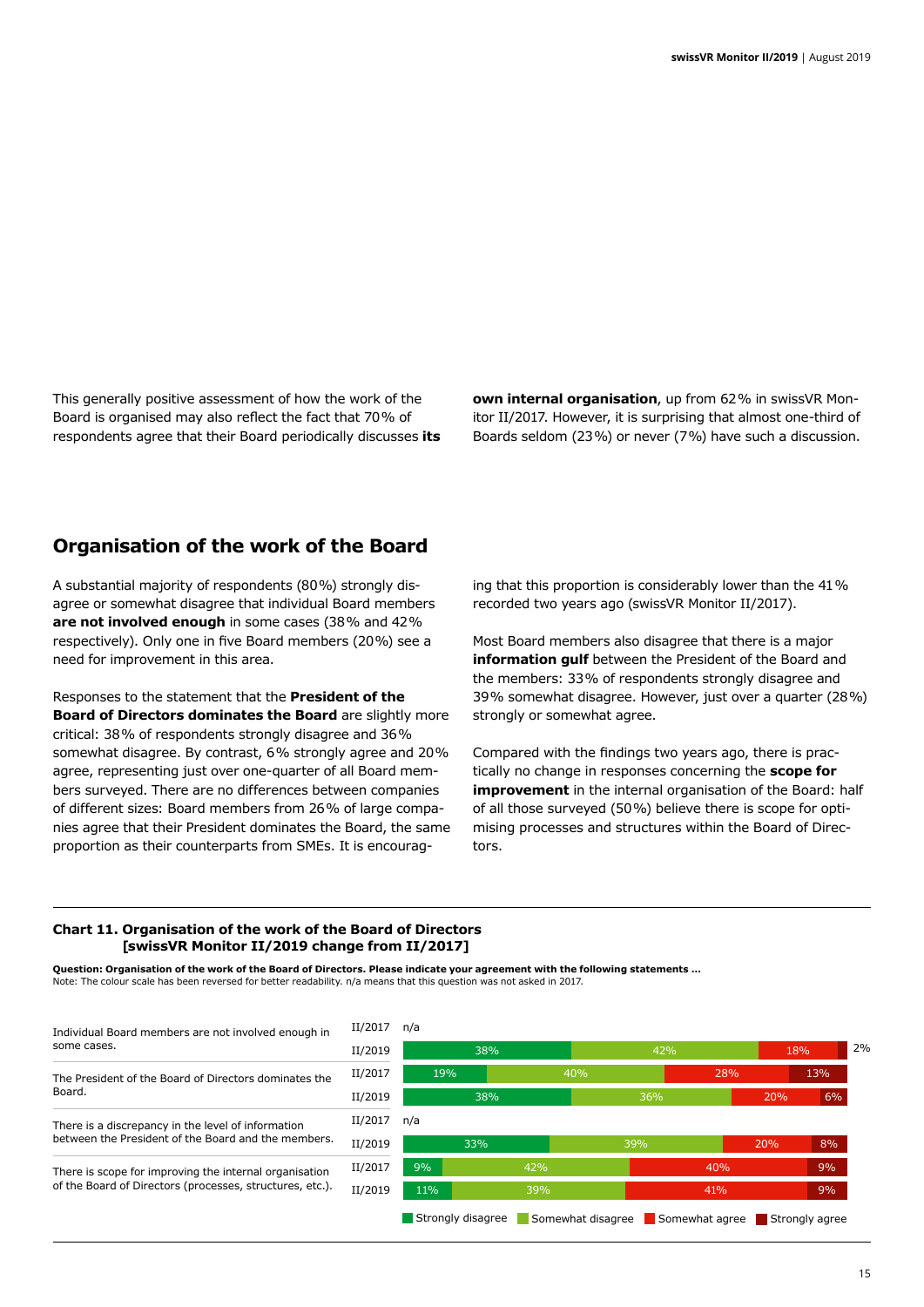This generally positive assessment of how the work of the Board is organised may also reflect the fact that 70% of respondents agree that their Board periodically discusses **its own internal organisation**, up from 62% in swissVR Monitor II/2017. However, it is surprising that almost one-third of Boards seldom (23%) or never (7%) have such a discussion.

## Organisation of the work of the Board

A substantial majority of respondents (80%) strongly disagree or somewhat disagree that individual Board members **are not involved enough** in some cases (38% and 42% respectively). Only one in five Board members (20%) see a need for improvement in this area.

Responses to the statement that the **President of the Board of Directors dominates the Board** are slightly more critical: 38% of respondents strongly disagree and 36% somewhat disagree. By contrast, 6% strongly agree and 20% agree, representing just over one-quarter of all Board members surveyed. There are no differences between companies of different sizes: Board members from 26% of large companies agree that their President dominates the Board, the same proportion as their counterparts from SMEs. It is encouraging that this proportion is considerably lower than the 41% recorded two years ago (swissVR Monitor II/2017).

Most Board members also disagree that there is a major **information gulf** between the President of the Board and the members: 33% of respondents strongly disagree and 39% somewhat disagree. However, just over a quarter (28%) strongly or somewhat agree.

Compared with the findings two years ago, there is practically no change in responses concerning the **scope for improvement** in the internal organisation of the Board: half of all those surveyed (50%) believe there is scope for optimising processes and structures within the Board of Directors.

**Chart 11. Organisation of the work of the Board of Directors [swissVR Monitor II/2019 change from II/2017]**

**Question: Organisation of the work of the Board of Directors. Please indicate your agreement with the following statements ...**
Note: The colour scale has been reversed for better readability. n/a means that this question was not asked in 2017.

| Statement | Survey | Strongly disagree | Somewhat disagree | Somewhat agree | Strongly agree |
|---|---|---|---|---|---|
| Individual Board members are not involved enough in some cases. | II/2017 | n/a | | | |
| | II/2019 | 38% | 42% | 18% | 2% |
| The President of the Board of Directors dominates the Board. | II/2017 | 19% | 40% | 28% | 13% |
| | II/2019 | 38% | 36% | 20% | 6% |
| There is a discrepancy in the level of information between the President of the Board and the members. | II/2017 | n/a | | | |
| | II/2019 | 33% | 39% | 20% | 8% |
| There is scope for improving the internal organisation of the Board of Directors (processes, structures, etc.). | II/2017 | 9% | 42% | 40% | 9% |
| | II/2019 | 11% | 39% | 41% | 9% |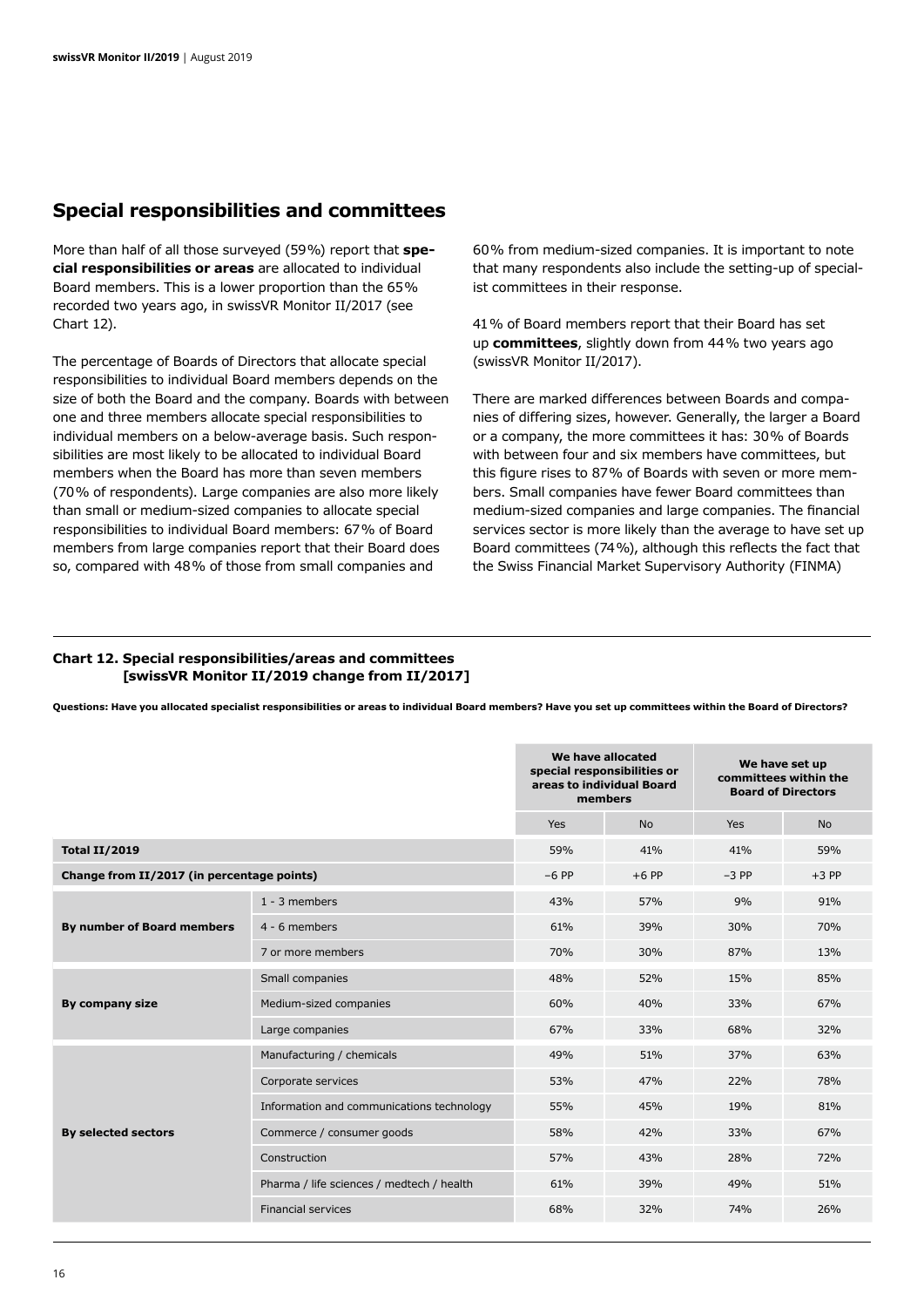## Special responsibilities and committees

More than half of all those surveyed (59%) report that **special responsibilities or areas** are allocated to individual Board members. This is a lower proportion than the 65% recorded two years ago, in swissVR Monitor II/2017 (see Chart 12).

The percentage of Boards of Directors that allocate special responsibilities to individual Board members depends on the size of both the Board and the company. Boards with between one and three members allocate special responsibilities to individual members on a below-average basis. Such responsibilities are most likely to be allocated to individual Board members when the Board has more than seven members (70% of respondents). Large companies are also more likely than small or medium-sized companies to allocate special responsibilities to individual Board members: 67% of Board members from large companies report that their Board does so, compared with 48% of those from small companies and 60% from medium-sized companies. It is important to note that many respondents also include the setting-up of specialist committees in their response.

41% of Board members report that their Board has set up **committees**, slightly down from 44% two years ago (swissVR Monitor II/2017).

There are marked differences between Boards and companies of differing sizes, however. Generally, the larger a Board or a company, the more committees it has: 30% of Boards with between four and six members have committees, but this figure rises to 87% of Boards with seven or more members. Small companies have fewer Board committees than medium-sized companies and large companies. The financial services sector is more likely than the average to have set up Board committees (74%), although this reflects the fact that the Swiss Financial Market Supervisory Authority (FINMA)

**Chart 12. Special responsibilities/areas and committees [swissVR Monitor II/2019 change from II/2017]**

**Questions: Have you allocated specialist responsibilities or areas to individual Board members? Have you set up committees within the Board of Directors?**

| | | We have allocated special responsibilities or areas to individual Board members | | We have set up committees within the Board of Directors | |
|---|---|---|---|---|---|
| | | Yes | No | Yes | No |
| **Total II/2019** | | 59% | 41% | 41% | 59% |
| **Change from II/2017 (in percentage points)** | | −6 PP | +6 PP | −3 PP | +3 PP |
| **By number of Board members** | 1 - 3 members | 43% | 57% | 9% | 91% |
| | 4 - 6 members | 61% | 39% | 30% | 70% |
| | 7 or more members | 70% | 30% | 87% | 13% |
| **By company size** | Small companies | 48% | 52% | 15% | 85% |
| | Medium-sized companies | 60% | 40% | 33% | 67% |
| | Large companies | 67% | 33% | 68% | 32% |
| **By selected sectors** | Manufacturing / chemicals | 49% | 51% | 37% | 63% |
| | Corporate services | 53% | 47% | 22% | 78% |
| | Information and communications technology | 55% | 45% | 19% | 81% |
| | Commerce / consumer goods | 58% | 42% | 33% | 67% |
| | Construction | 57% | 43% | 28% | 72% |
| | Pharma / life sciences / medtech / health | 61% | 39% | 49% | 51% |
| | Financial services | 68% | 32% | 74% | 26% |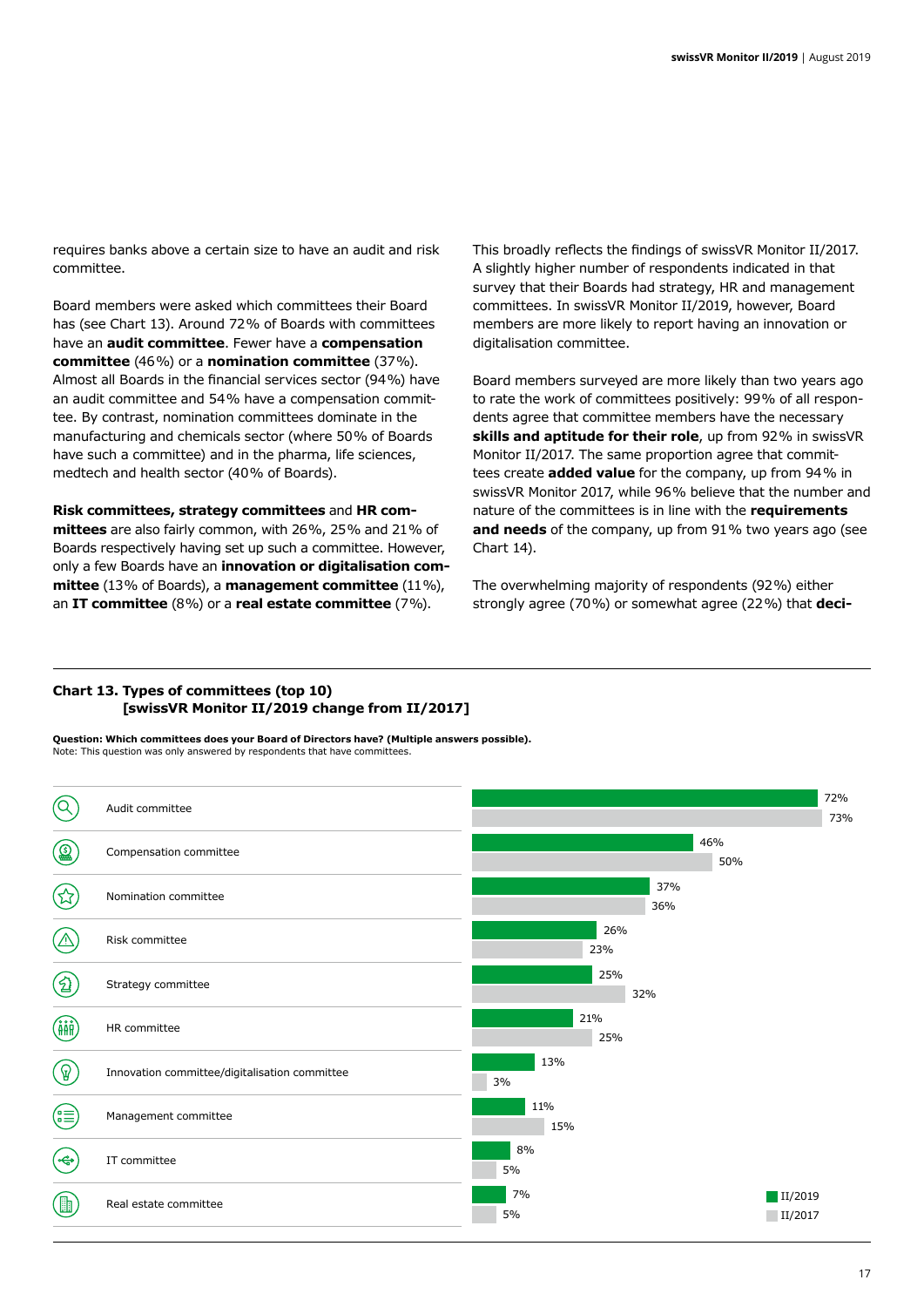requires banks above a certain size to have an audit and risk committee.

Board members were asked which committees their Board has (see Chart 13). Around 72% of Boards with committees have an **audit committee**. Fewer have a **compensation committee** (46%) or a **nomination committee** (37%). Almost all Boards in the financial services sector (94%) have an audit committee and 54% have a compensation committee. By contrast, nomination committees dominate in the manufacturing and chemicals sector (where 50% of Boards have such a committee) and in the pharma, life sciences, medtech and health sector (40% of Boards).

**Risk committees, strategy committees** and **HR committees** are also fairly common, with 26%, 25% and 21% of Boards respectively having set up such a committee. However, only a few Boards have an **innovation or digitalisation committee** (13% of Boards), a **management committee** (11%), an **IT committee** (8%) or a **real estate committee** (7%).

This broadly reflects the findings of swissVR Monitor II/2017. A slightly higher number of respondents indicated in that survey that their Boards had strategy, HR and management committees. In swissVR Monitor II/2019, however, Board members are more likely to report having an innovation or digitalisation committee.

Board members surveyed are more likely than two years ago to rate the work of committees positively: 99% of all respondents agree that committee members have the necessary **skills and aptitude for their role**, up from 92% in swissVR Monitor II/2017. The same proportion agree that committees create **added value** for the company, up from 94% in swissVR Monitor 2017, while 96% believe that the number and nature of the committees is in line with the **requirements and needs** of the company, up from 91% two years ago (see Chart 14).

The overwhelming majority of respondents (92%) either strongly agree (70%) or somewhat agree (22%) that **deci-**

**Chart 13. Types of committees (top 10) [swissVR Monitor II/2019 change from II/2017]**

**Question: Which committees does your Board of Directors have? (Multiple answers possible).**
Note: This question was only answered by respondents that have committees.

| Committee | II/2019 | II/2017 |
|---|---|---|
| Audit committee | 72% | 73% |
| Compensation committee | 46% | 50% |
| Nomination committee | 37% | 36% |
| Risk committee | 26% | 23% |
| Strategy committee | 25% | 32% |
| HR committee | 21% | 25% |
| Innovation committee/digitalisation committee | 13% | 3% |
| Management committee | 11% | 15% |
| IT committee | 8% | 5% |
| Real estate committee | 7% | 5% |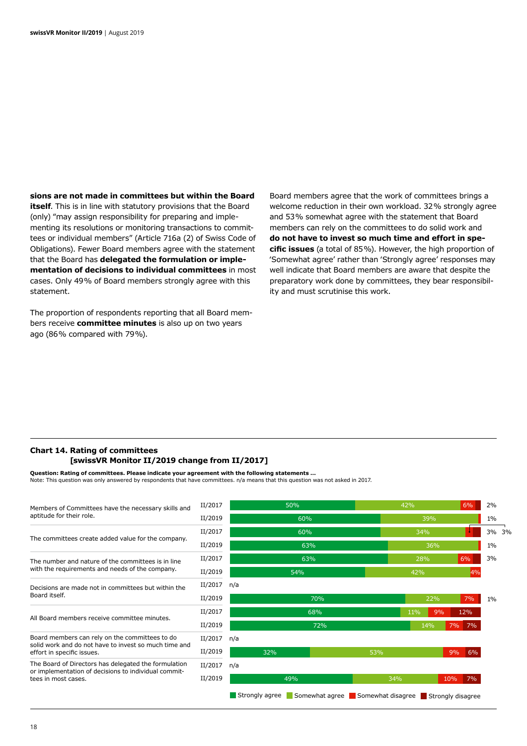**sions are not made in committees but within the Board itself**. This is in line with statutory provisions that the Board (only) "may assign responsibility for preparing and implementing its resolutions or monitoring transactions to committees or individual members" (Article 716a (2) of Swiss Code of Obligations). Fewer Board members agree with the statement that the Board has **delegated the formulation or implementation of decisions to individual committees** in most cases. Only 49% of Board members strongly agree with this statement.

The proportion of respondents reporting that all Board members receive **committee minutes** is also up on two years ago (86% compared with 79%).

Board members agree that the work of committees brings a welcome reduction in their own workload. 32% strongly agree and 53% somewhat agree with the statement that Board members can rely on the committees to do solid work and **do not have to invest so much time and effort in specific issues** (a total of 85%). However, the high proportion of 'Somewhat agree' rather than 'Strongly agree' responses may well indicate that Board members are aware that despite the preparatory work done by committees, they bear responsibility and must scrutinise this work.

**Chart 14. Rating of committees [swissVR Monitor II/2019 change from II/2017]**

**Question: Rating of committees. Please indicate your agreement with the following statements ...**
Note: This question was only answered by respondents that have committees. n/a means that this question was not asked in 2017.

| Statement | Survey | Strongly agree | Somewhat agree | Somewhat disagree | Strongly disagree |
|---|---|---|---|---|---|
| Members of Committees have the necessary skills and aptitude for their role. | II/2017 | 50% | 42% | 6% | 2% |
| | II/2019 | 60% | 39% | 1% | |
| The committees create added value for the company. | II/2017 | 60% | 34% | 3% | 3% |
| | II/2019 | 63% | 36% | 1% | |
| The number and nature of the committees is in line with the requirements and needs of the company. | II/2017 | 63% | 28% | 6% | 3% |
| | II/2019 | 54% | 42% | 4% | |
| Decisions are made not in committees but within the Board itself. | II/2017 | n/a | | | |
| | II/2019 | 70% | 22% | 7% | 1% |
| All Board members receive committee minutes. | II/2017 | 68% | 11% | 9% | 12% |
| | II/2019 | 72% | 14% | 7% | 7% |
| Board members can rely on the committees to do solid work and do not have to invest so much time and effort in specific issues. | II/2017 | n/a | | | |
| | II/2019 | 32% | 53% | 9% | 6% |
| The Board of Directors has delegated the formulation or implementation of decisions to individual committees in most cases. | II/2017 | n/a | | | |
| | II/2019 | 49% | 34% | 10% | 7% |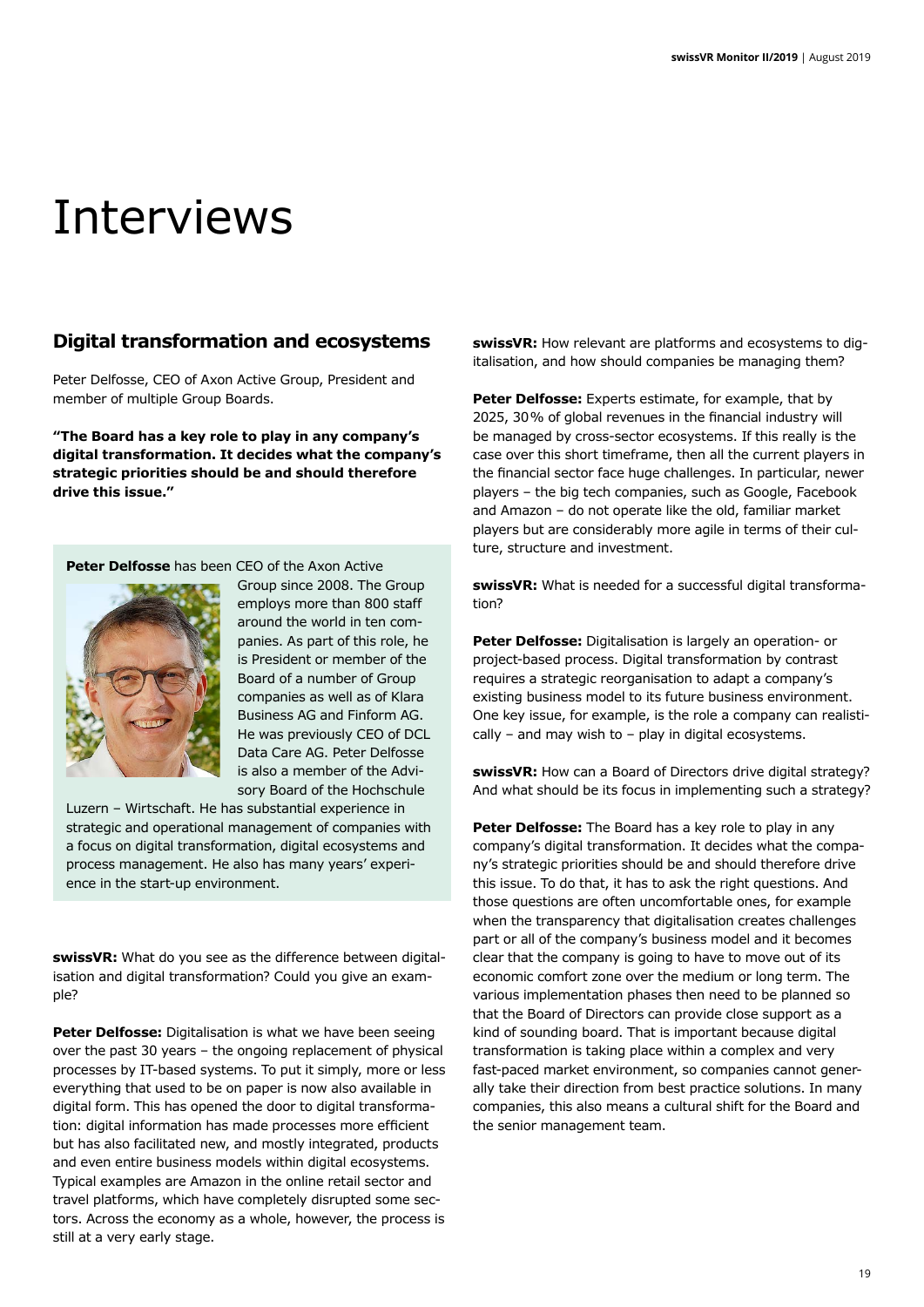# Interviews

## Digital transformation and ecosystems

Peter Delfosse, CEO of Axon Active Group, President and member of multiple Group Boards.

**"The Board has a key role to play in any company's digital transformation. It decides what the company's strategic priorities should be and should therefore drive this issue."**

**Peter Delfosse** has been CEO of the Axon Active Group since 2008. The Group employs more than 800 staff around the world in ten companies. As part of this role, he is President or member of the Board of a number of Group companies as well as of Klara Business AG and Finform AG. He was previously CEO of DCL Data Care AG. Peter Delfosse is also a member of the Advisory Board of the Hochschule Luzern – Wirtschaft. He has substantial experience in strategic and operational management of companies with a focus on digital transformation, digital ecosystems and process management. He also has many years' experience in the start-up environment.

**swissVR:** What do you see as the difference between digitalisation and digital transformation? Could you give an example?

**Peter Delfosse:** Digitalisation is what we have been seeing over the past 30 years – the ongoing replacement of physical processes by IT-based systems. To put it simply, more or less everything that used to be on paper is now also available in digital form. This has opened the door to digital transformation: digital information has made processes more efficient but has also facilitated new, and mostly integrated, products and even entire business models within digital ecosystems. Typical examples are Amazon in the online retail sector and travel platforms, which have completely disrupted some sectors. Across the economy as a whole, however, the process is still at a very early stage.

**swissVR:** How relevant are platforms and ecosystems to digitalisation, and how should companies be managing them?

**Peter Delfosse:** Experts estimate, for example, that by 2025, 30% of global revenues in the financial industry will be managed by cross-sector ecosystems. If this really is the case over this short timeframe, then all the current players in the financial sector face huge challenges. In particular, newer players – the big tech companies, such as Google, Facebook and Amazon – do not operate like the old, familiar market players but are considerably more agile in terms of their culture, structure and investment.

**swissVR:** What is needed for a successful digital transformation?

**Peter Delfosse:** Digitalisation is largely an operation- or project-based process. Digital transformation by contrast requires a strategic reorganisation to adapt a company's existing business model to its future business environment. One key issue, for example, is the role a company can realistically – and may wish to – play in digital ecosystems.

**swissVR:** How can a Board of Directors drive digital strategy? And what should be its focus in implementing such a strategy?

**Peter Delfosse:** The Board has a key role to play in any company's digital transformation. It decides what the company's strategic priorities should be and should therefore drive this issue. To do that, it has to ask the right questions. And those questions are often uncomfortable ones, for example when the transparency that digitalisation creates challenges part or all of the company's business model and it becomes clear that the company is going to have to move out of its economic comfort zone over the medium or long term. The various implementation phases then need to be planned so that the Board of Directors can provide close support as a kind of sounding board. That is important because digital transformation is taking place within a complex and very fast-paced market environment, so companies cannot generally take their direction from best practice solutions. In many companies, this also means a cultural shift for the Board and the senior management team.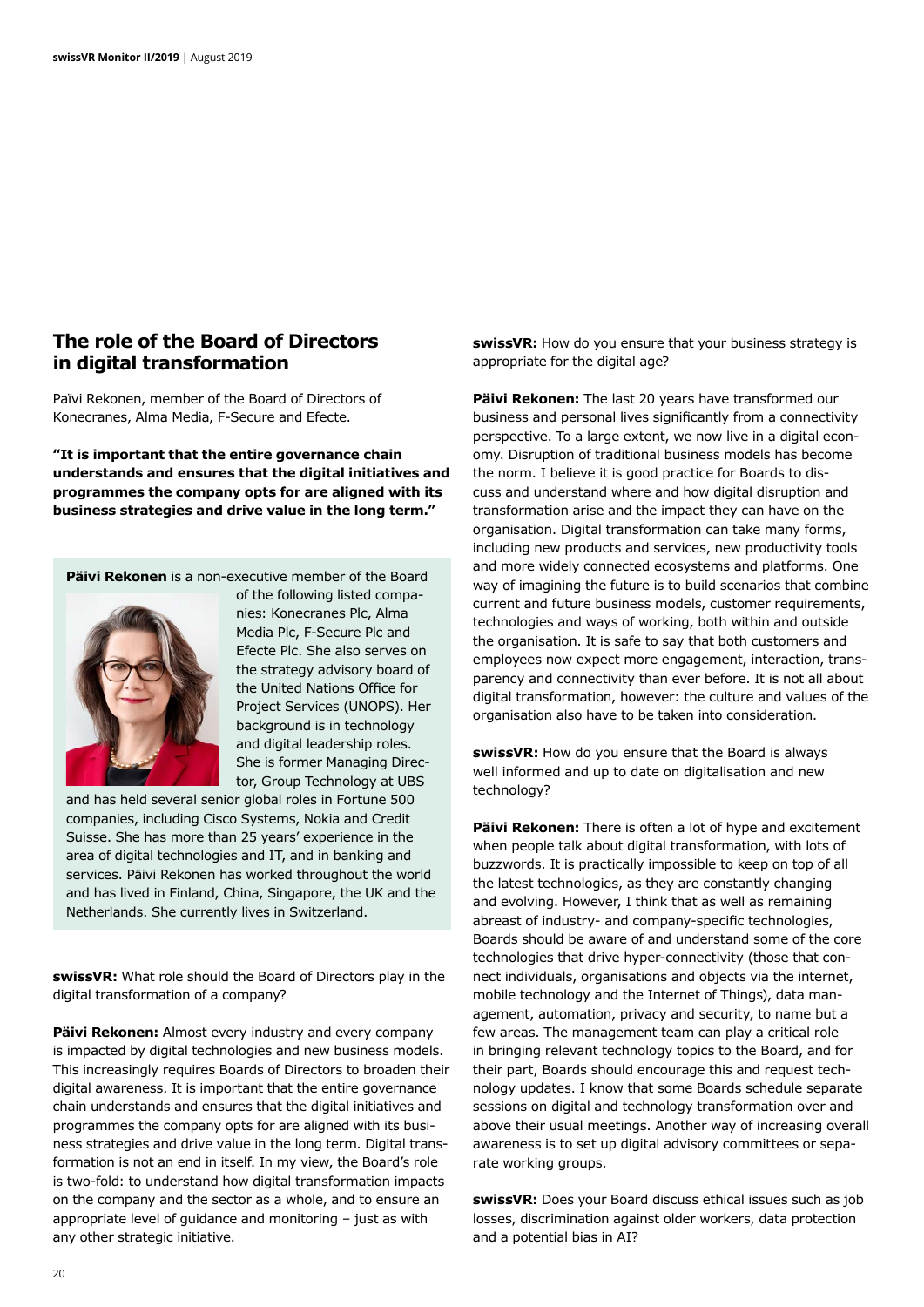## The role of the Board of Directors in digital transformation

Païvi Rekonen, member of the Board of Directors of Konecranes, Alma Media, F-Secure and Efecte.

**"It is important that the entire governance chain understands and ensures that the digital initiatives and programmes the company opts for are aligned with its business strategies and drive value in the long term."**

**Päivi Rekonen** is a non-executive member of the Board of the following listed companies: Konecranes Plc, Alma Media Plc, F-Secure Plc and Efecte Plc. She also serves on the strategy advisory board of the United Nations Office for Project Services (UNOPS). Her background is in technology and digital leadership roles. She is former Managing Director, Group Technology at UBS and has held several senior global roles in Fortune 500 companies, including Cisco Systems, Nokia and Credit Suisse. She has more than 25 years' experience in the area of digital technologies and IT, and in banking and services. Päivi Rekonen has worked throughout the world and has lived in Finland, China, Singapore, the UK and the Netherlands. She currently lives in Switzerland.

**swissVR:** What role should the Board of Directors play in the digital transformation of a company?

**Päivi Rekonen:** Almost every industry and every company is impacted by digital technologies and new business models. This increasingly requires Boards of Directors to broaden their digital awareness. It is important that the entire governance chain understands and ensures that the digital initiatives and programmes the company opts for are aligned with its business strategies and drive value in the long term. Digital transformation is not an end in itself. In my view, the Board's role is two-fold: to understand how digital transformation impacts on the company and the sector as a whole, and to ensure an appropriate level of guidance and monitoring – just as with any other strategic initiative.

**swissVR:** How do you ensure that your business strategy is appropriate for the digital age?

**Päivi Rekonen:** The last 20 years have transformed our business and personal lives significantly from a connectivity perspective. To a large extent, we now live in a digital economy. Disruption of traditional business models has become the norm. I believe it is good practice for Boards to discuss and understand where and how digital disruption and transformation arise and the impact they can have on the organisation. Digital transformation can take many forms, including new products and services, new productivity tools and more widely connected ecosystems and platforms. One way of imagining the future is to build scenarios that combine current and future business models, customer requirements, technologies and ways of working, both within and outside the organisation. It is safe to say that both customers and employees now expect more engagement, interaction, transparency and connectivity than ever before. It is not all about digital transformation, however: the culture and values of the organisation also have to be taken into consideration.

**swissVR:** How do you ensure that the Board is always well informed and up to date on digitalisation and new technology?

**Päivi Rekonen:** There is often a lot of hype and excitement when people talk about digital transformation, with lots of buzzwords. It is practically impossible to keep on top of all the latest technologies, as they are constantly changing and evolving. However, I think that as well as remaining abreast of industry- and company-specific technologies, Boards should be aware of and understand some of the core technologies that drive hyper-connectivity (those that connect individuals, organisations and objects via the internet, mobile technology and the Internet of Things), data management, automation, privacy and security, to name but a few areas. The management team can play a critical role in bringing relevant technology topics to the Board, and for their part, Boards should encourage this and request technology updates. I know that some Boards schedule separate sessions on digital and technology transformation over and above their usual meetings. Another way of increasing overall awareness is to set up digital advisory committees or separate working groups.

**swissVR:** Does your Board discuss ethical issues such as job losses, discrimination against older workers, data protection and a potential bias in AI?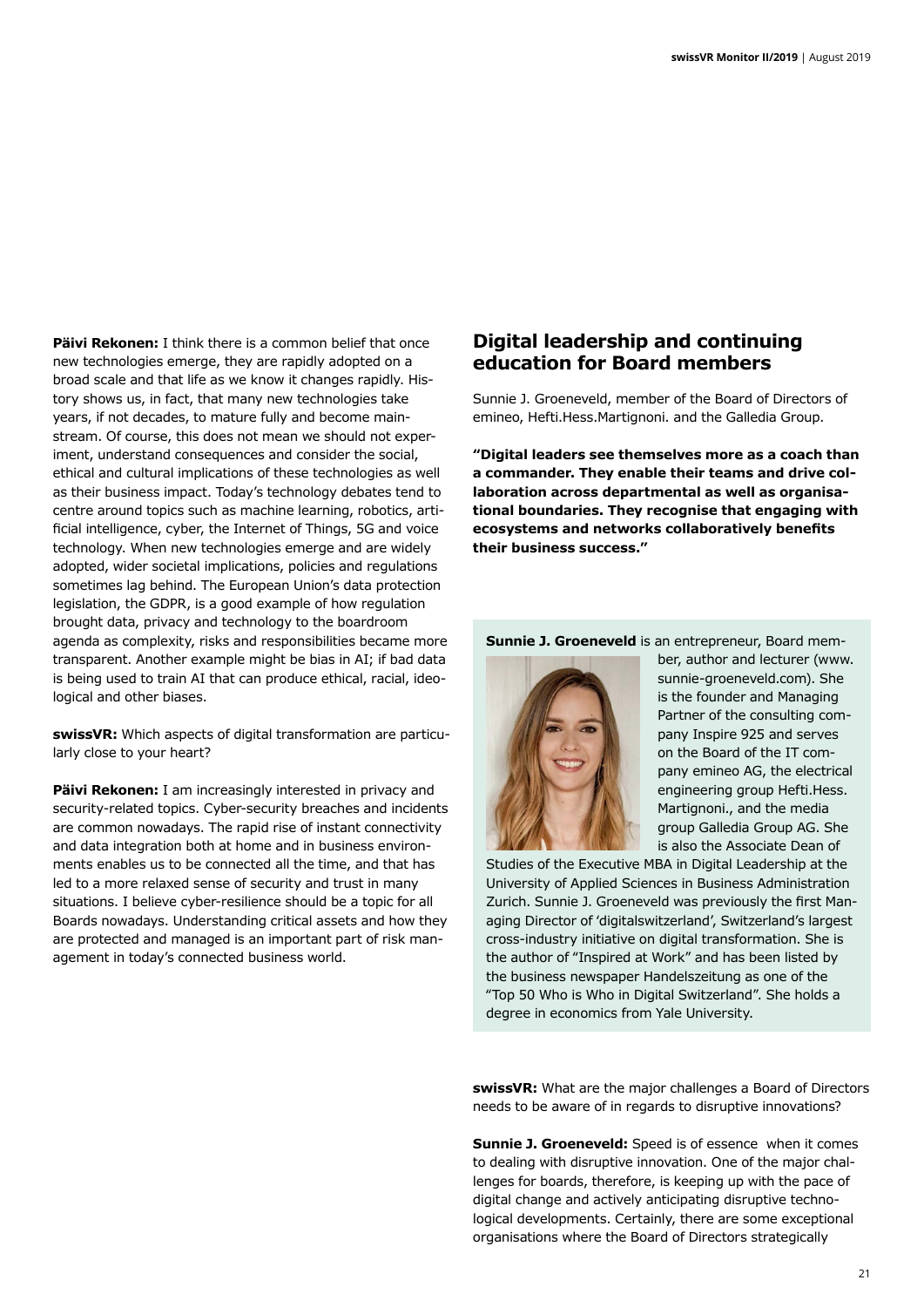**Päivi Rekonen:** I think there is a common belief that once new technologies emerge, they are rapidly adopted on a broad scale and that life as we know it changes rapidly. History shows us, in fact, that many new technologies take years, if not decades, to mature fully and become mainstream. Of course, this does not mean we should not experiment, understand consequences and consider the social, ethical and cultural implications of these technologies as well as their business impact. Today's technology debates tend to centre around topics such as machine learning, robotics, artificial intelligence, cyber, the Internet of Things, 5G and voice technology. When new technologies emerge and are widely adopted, wider societal implications, policies and regulations sometimes lag behind. The European Union's data protection legislation, the GDPR, is a good example of how regulation brought data, privacy and technology to the boardroom agenda as complexity, risks and responsibilities became more transparent. Another example might be bias in AI; if bad data is being used to train AI that can produce ethical, racial, ideological and other biases.

**swissVR:** Which aspects of digital transformation are particularly close to your heart?

**Päivi Rekonen:** I am increasingly interested in privacy and security-related topics. Cyber-security breaches and incidents are common nowadays. The rapid rise of instant connectivity and data integration both at home and in business environments enables us to be connected all the time, and that has led to a more relaxed sense of security and trust in many situations. I believe cyber-resilience should be a topic for all Boards nowadays. Understanding critical assets and how they are protected and managed is an important part of risk management in today's connected business world.

## Digital leadership and continuing education for Board members

Sunnie J. Groeneveld, member of the Board of Directors of emineo, Hefti.Hess.Martignoni. and the Galledia Group.

**"Digital leaders see themselves more as a coach than a commander. They enable their teams and drive collaboration across departmental as well as organisational boundaries. They recognise that engaging with ecosystems and networks collaboratively benefits their business success."**

**Sunnie J. Groeneveld** is an entrepreneur, Board member, author and lecturer (www.sunnie-groeneveld.com). She is the founder and Managing Partner of the consulting company Inspire 925 and serves on the Board of the IT company emineo AG, the electrical engineering group Hefti.Hess.Martignoni., and the media group Galledia Group AG. She is also the Associate Dean of Studies of the Executive MBA in Digital Leadership at the University of Applied Sciences in Business Administration Zurich. Sunnie J. Groeneveld was previously the first Managing Director of 'digitalswitzerland', Switzerland's largest cross-industry initiative on digital transformation. She is the author of "Inspired at Work" and has been listed by the business newspaper Handelszeitung as one of the "Top 50 Who is Who in Digital Switzerland". She holds a degree in economics from Yale University.

**swissVR:** What are the major challenges a Board of Directors needs to be aware of in regards to disruptive innovations?

**Sunnie J. Groeneveld:** Speed is of essence when it comes to dealing with disruptive innovation. One of the major challenges for boards, therefore, is keeping up with the pace of digital change and actively anticipating disruptive technological developments. Certainly, there are some exceptional organisations where the Board of Directors strategically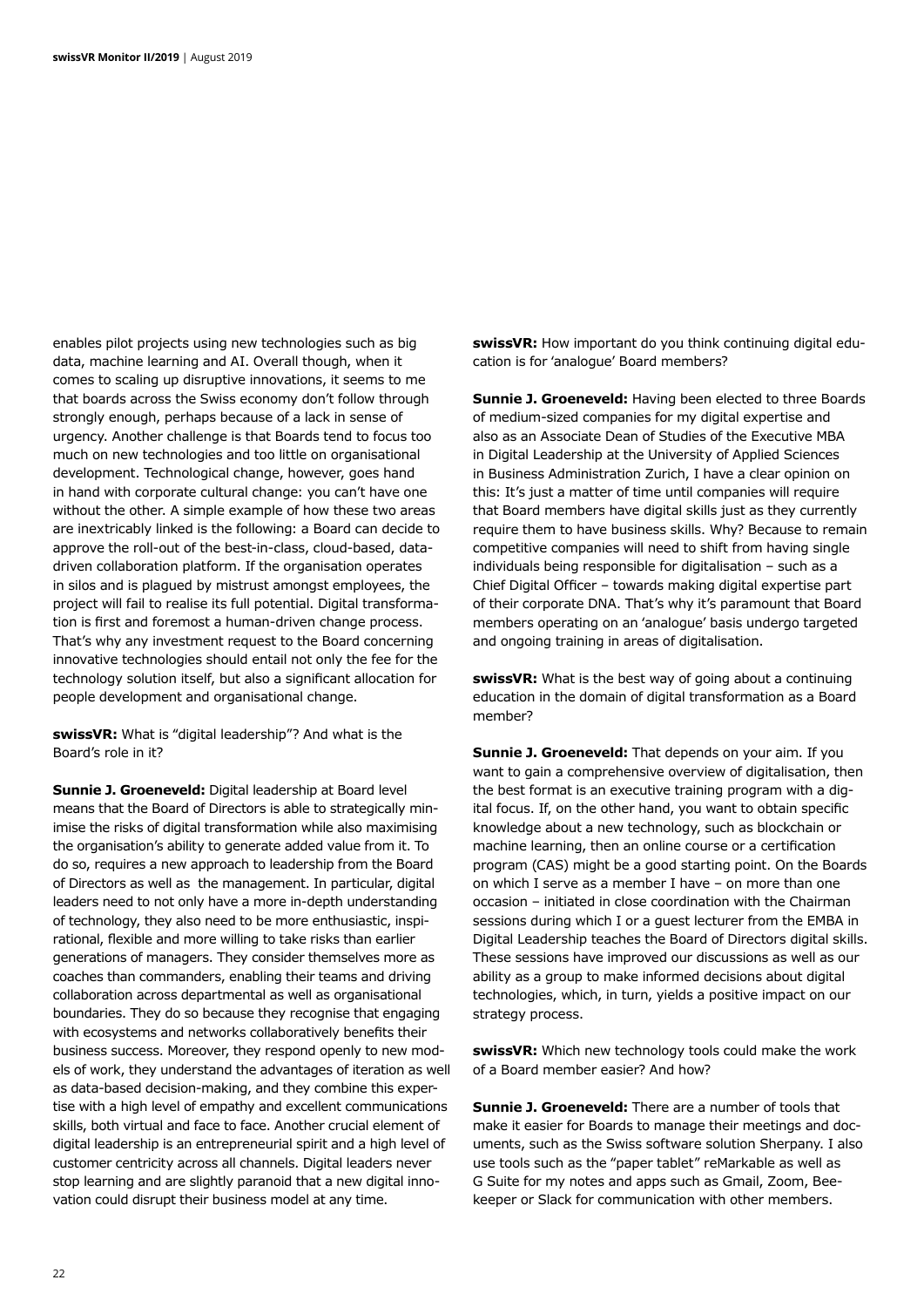enables pilot projects using new technologies such as big data, machine learning and AI. Overall though, when it comes to scaling up disruptive innovations, it seems to me that boards across the Swiss economy don't follow through strongly enough, perhaps because of a lack in sense of urgency. Another challenge is that Boards tend to focus too much on new technologies and too little on organisational development. Technological change, however, goes hand in hand with corporate cultural change: you can't have one without the other. A simple example of how these two areas are inextricably linked is the following: a Board can decide to approve the roll-out of the best-in-class, cloud-based, data-driven collaboration platform. If the organisation operates in silos and is plagued by mistrust amongst employees, the project will fail to realise its full potential. Digital transformation is first and foremost a human-driven change process. That's why any investment request to the Board concerning innovative technologies should entail not only the fee for the technology solution itself, but also a significant allocation for people development and organisational change.

**swissVR:** What is "digital leadership"? And what is the Board's role in it?

**Sunnie J. Groeneveld:** Digital leadership at Board level means that the Board of Directors is able to strategically minimise the risks of digital transformation while also maximising the organisation's ability to generate added value from it. To do so, requires a new approach to leadership from the Board of Directors as well as the management. In particular, digital leaders need to not only have a more in-depth understanding of technology, they also need to be more enthusiastic, inspirational, flexible and more willing to take risks than earlier generations of managers. They consider themselves more as coaches than commanders, enabling their teams and driving collaboration across departmental as well as organisational boundaries. They do so because they recognise that engaging with ecosystems and networks collaboratively benefits their business success. Moreover, they respond openly to new models of work, they understand the advantages of iteration as well as data-based decision-making, and they combine this expertise with a high level of empathy and excellent communications skills, both virtual and face to face. Another crucial element of digital leadership is an entrepreneurial spirit and a high level of customer centricity across all channels. Digital leaders never stop learning and are slightly paranoid that a new digital innovation could disrupt their business model at any time.

**swissVR:** How important do you think continuing digital education is for 'analogue' Board members?

**Sunnie J. Groeneveld:** Having been elected to three Boards of medium-sized companies for my digital expertise and also as an Associate Dean of Studies of the Executive MBA in Digital Leadership at the University of Applied Sciences in Business Administration Zurich, I have a clear opinion on this: It's just a matter of time until companies will require that Board members have digital skills just as they currently require them to have business skills. Why? Because to remain competitive companies will need to shift from having single individuals being responsible for digitalisation – such as a Chief Digital Officer – towards making digital expertise part of their corporate DNA. That's why it's paramount that Board members operating on an 'analogue' basis undergo targeted and ongoing training in areas of digitalisation.

**swissVR:** What is the best way of going about a continuing education in the domain of digital transformation as a Board member?

**Sunnie J. Groeneveld:** That depends on your aim. If you want to gain a comprehensive overview of digitalisation, then the best format is an executive training program with a digital focus. If, on the other hand, you want to obtain specific knowledge about a new technology, such as blockchain or machine learning, then an online course or a certification program (CAS) might be a good starting point. On the Boards on which I serve as a member I have – on more than one occasion – initiated in close coordination with the Chairman sessions during which I or a guest lecturer from the EMBA in Digital Leadership teaches the Board of Directors digital skills. These sessions have improved our discussions as well as our ability as a group to make informed decisions about digital technologies, which, in turn, yields a positive impact on our strategy process.

**swissVR:** Which new technology tools could make the work of a Board member easier? And how?

**Sunnie J. Groeneveld:** There are a number of tools that make it easier for Boards to manage their meetings and documents, such as the Swiss software solution Sherpany. I also use tools such as the "paper tablet" reMarkable as well as G Suite for my notes and apps such as Gmail, Zoom, Beekeeper or Slack for communication with other members.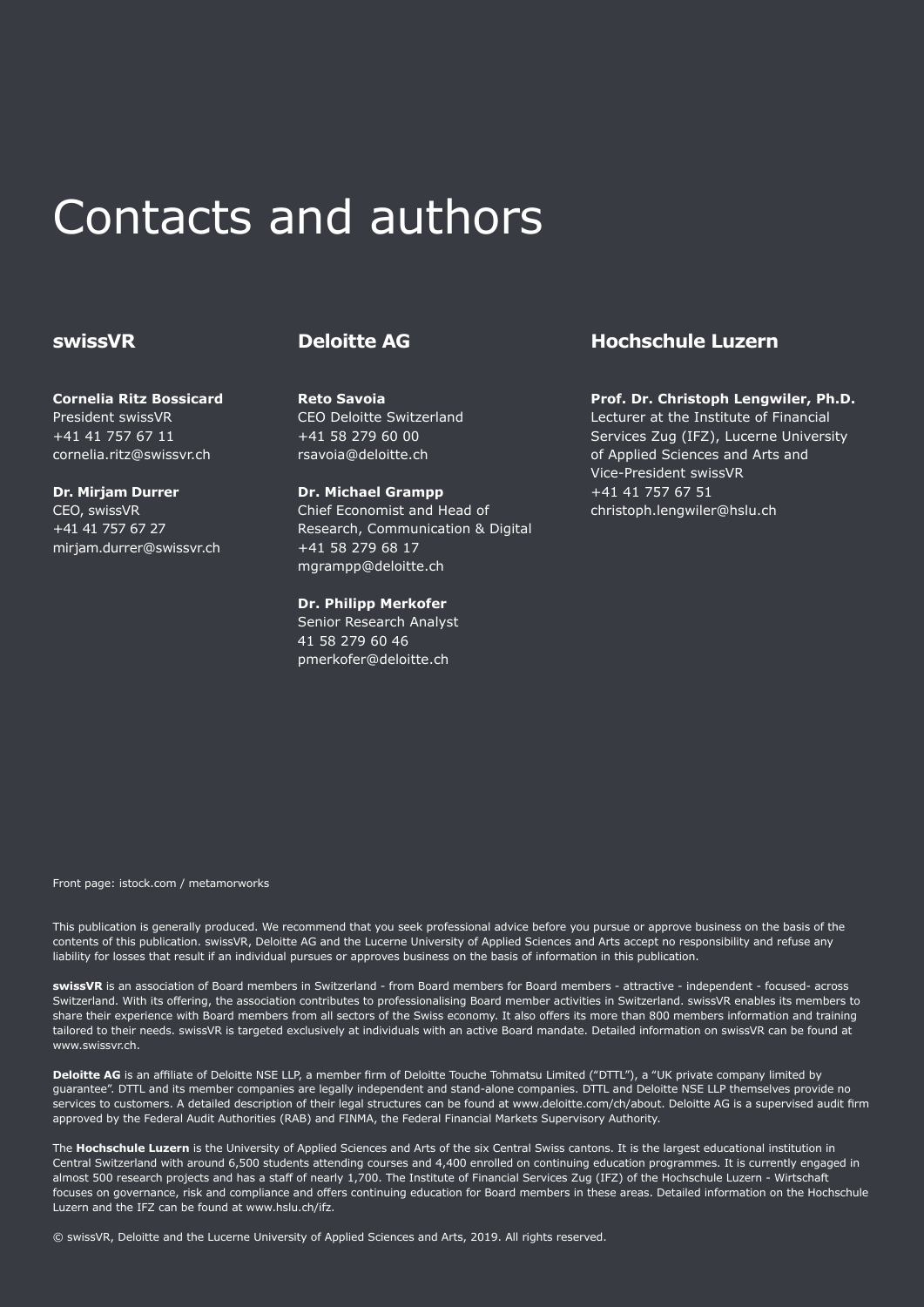# Contacts and authors

## swissVR

**Cornelia Ritz Bossicard**
President swissVR
+41 41 757 67 11
cornelia.ritz@swissvr.ch

**Dr. Mirjam Durrer**
CEO, swissVR
+41 41 757 67 27
mirjam.durrer@swissvr.ch

## Deloitte AG

**Reto Savoia**
CEO Deloitte Switzerland
+41 58 279 60 00
rsavoia@deloitte.ch

**Dr. Michael Grampp**
Chief Economist and Head of Research, Communication & Digital
+41 58 279 68 17
mgrampp@deloitte.ch

**Dr. Philipp Merkofer**
Senior Research Analyst
41 58 279 60 46
pmerkofer@deloitte.ch

## Hochschule Luzern

**Prof. Dr. Christoph Lengwiler, Ph.D.**
Lecturer at the Institute of Financial Services Zug (IFZ), Lucerne University of Applied Sciences and Arts and Vice-President swissVR
+41 41 757 67 51
christoph.lengwiler@hslu.ch

Front page: istock.com / metamorworks

This publication is generally produced. We recommend that you seek professional advice before you pursue or approve business on the basis of the contents of this publication. swissVR, Deloitte AG and the Lucerne University of Applied Sciences and Arts accept no responsibility and refuse any liability for losses that result if an individual pursues or approves business on the basis of information in this publication.

**swissVR** is an association of Board members in Switzerland - from Board members for Board members - attractive - independent - focused- across Switzerland. With its offering, the association contributes to professionalising Board member activities in Switzerland. swissVR enables its members to share their experience with Board members from all sectors of the Swiss economy. It also offers its more than 800 members information and training tailored to their needs. swissVR is targeted exclusively at individuals with an active Board mandate. Detailed information on swissVR can be found at www.swissvr.ch.

**Deloitte AG** is an affiliate of Deloitte NSE LLP, a member firm of Deloitte Touche Tohmatsu Limited ("DTTL"), a "UK private company limited by guarantee". DTTL and its member companies are legally independent and stand-alone companies. DTTL and Deloitte NSE LLP themselves provide no services to customers. A detailed description of their legal structures can be found at www.deloitte.com/ch/about. Deloitte AG is a supervised audit firm approved by the Federal Audit Authorities (RAB) and FINMA, the Federal Financial Markets Supervisory Authority.

The **Hochschule Luzern** is the University of Applied Sciences and Arts of the six Central Swiss cantons. It is the largest educational institution in Central Switzerland with around 6,500 students attending courses and 4,400 enrolled on continuing education programmes. It is currently engaged in almost 500 research projects and has a staff of nearly 1,700. The Institute of Financial Services Zug (IFZ) of the Hochschule Luzern - Wirtschaft focuses on governance, risk and compliance and offers continuing education for Board members in these areas. Detailed information on the Hochschule Luzern and the IFZ can be found at www.hslu.ch/ifz.

© swissVR, Deloitte and the Lucerne University of Applied Sciences and Arts, 2019. All rights reserved.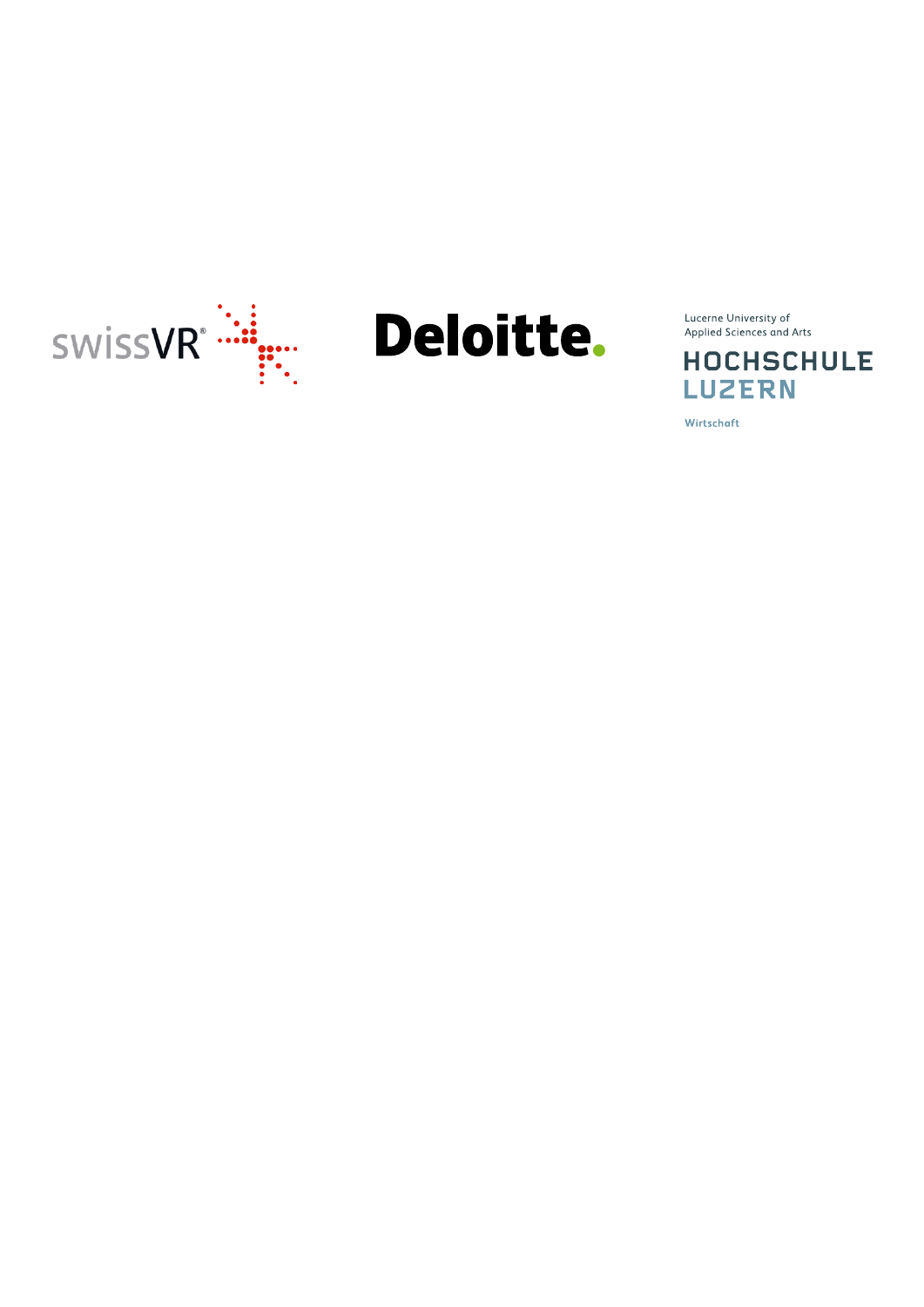swissVR

Deloitte.

Lucerne University of Applied Sciences and Arts

HOCHSCHULE LUZERN

Wirtschaft